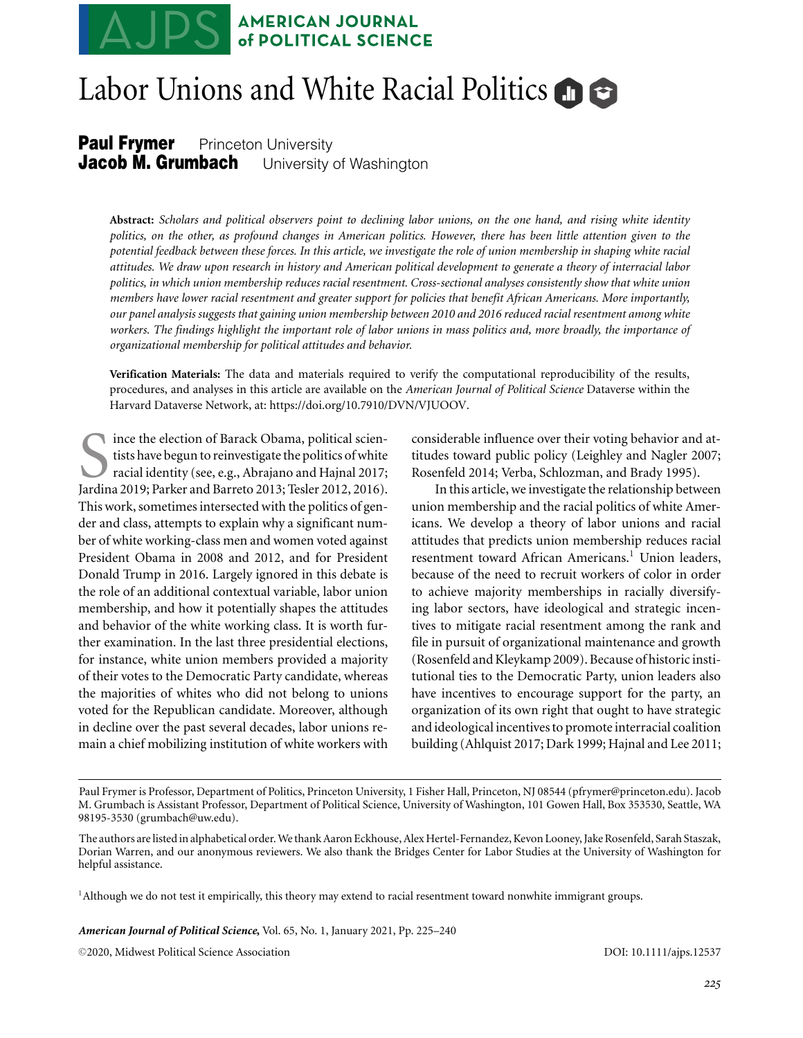# Labor Unions and White Racial Politics

**Paul Frymer** Princeton University
**Jacob M. Grumbach** University of Washington

**Abstract:** *Scholars and political observers point to declining labor unions, on the one hand, and rising white identity politics, on the other, as profound changes in American politics. However, there has been little attention given to the potential feedback between these forces. In this article, we investigate the role of union membership in shaping white racial attitudes. We draw upon research in history and American political development to generate a theory of interracial labor politics, in which union membership reduces racial resentment. Cross-sectional analyses consistently show that white union members have lower racial resentment and greater support for policies that benefit African Americans. More importantly, our panel analysis suggests that gaining union membership between 2010 and 2016 reduced racial resentment among white workers. The findings highlight the important role of labor unions in mass politics and, more broadly, the importance of organizational membership for political attitudes and behavior.*

**Verification Materials:** The data and materials required to verify the computational reproducibility of the results, procedures, and analyses in this article are available on the *American Journal of Political Science* Dataverse within the Harvard Dataverse Network, at: https://doi.org/10.7910/DVN/VJUOOV.

Since the election of Barack Obama, political scientists have begun to reinvestigate the politics of white racial identity (see, e.g., Abrajano and Hajnal 2017; Jardina 2019; Parker and Barreto 2013; Tesler 2012, 2016). This work, sometimes intersected with the politics of gender and class, attempts to explain why a significant number of white working-class men and women voted against President Obama in 2008 and 2012, and for President Donald Trump in 2016. Largely ignored in this debate is the role of an additional contextual variable, labor union membership, and how it potentially shapes the attitudes and behavior of the white working class. It is worth further examination. In the last three presidential elections, for instance, white union members provided a majority of their votes to the Democratic Party candidate, whereas the majorities of whites who did not belong to unions voted for the Republican candidate. Moreover, although in decline over the past several decades, labor unions remain a chief mobilizing institution of white workers with considerable influence over their voting behavior and attitudes toward public policy (Leighley and Nagler 2007; Rosenfeld 2014; Verba, Schlozman, and Brady 1995).

In this article, we investigate the relationship between union membership and the racial politics of white Americans. We develop a theory of labor unions and racial attitudes that predicts union membership reduces racial resentment toward African Americans.[1] Union leaders, because of the need to recruit workers of color in order to achieve majority memberships in racially diversifying labor sectors, have ideological and strategic incentives to mitigate racial resentment among the rank and file in pursuit of organizational maintenance and growth (Rosenfeld and Kleykamp 2009). Because of historic institutional ties to the Democratic Party, union leaders also have incentives to encourage support for the party, an organization of its own right that ought to have strategic and ideological incentives to promote interracial coalition building (Ahlquist 2017; Dark 1999; Hajnal and Lee 2011;

Paul Frymer is Professor, Department of Politics, Princeton University, 1 Fisher Hall, Princeton, NJ 08544 (pfrymer@princeton.edu). Jacob M. Grumbach is Assistant Professor, Department of Political Science, University of Washington, 101 Gowen Hall, Box 353530, Seattle, WA 98195-3530 (grumbach@uw.edu).

The authors are listed in alphabetical order. We thank Aaron Eckhouse, Alex Hertel-Fernandez, Kevon Looney, Jake Rosenfeld, Sarah Staszak, Dorian Warren, and our anonymous reviewers. We also thank the Bridges Center for Labor Studies at the University of Washington for helpful assistance.

[1] Although we do not test it empirically, this theory may extend to racial resentment toward nonwhite immigrant groups.

©2020, Midwest Political Science Association DOI: 10.1111/ajps.12537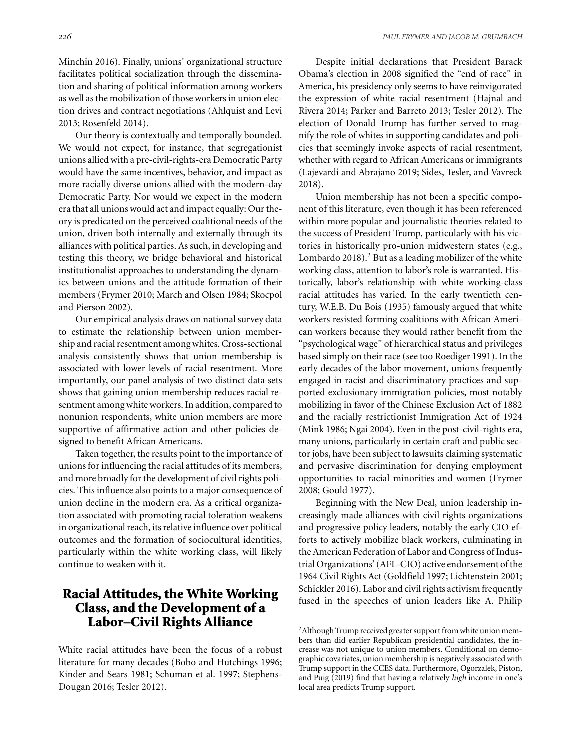Minchin 2016). Finally, unions' organizational structure facilitates political socialization through the dissemination and sharing of political information among workers as well as the mobilization of those workers in union election drives and contract negotiations (Ahlquist and Levi 2013; Rosenfeld 2014).

Our theory is contextually and temporally bounded. We would not expect, for instance, that segregationist unions allied with a pre-civil-rights-era Democratic Party would have the same incentives, behavior, and impact as more racially diverse unions allied with the modern-day Democratic Party. Nor would we expect in the modern era that all unions would act and impact equally: Our theory is predicated on the perceived coalitional needs of the union, driven both internally and externally through its alliances with political parties. As such, in developing and testing this theory, we bridge behavioral and historical institutionalist approaches to understanding the dynamics between unions and the attitude formation of their members (Frymer 2010; March and Olsen 1984; Skocpol and Pierson 2002).

Our empirical analysis draws on national survey data to estimate the relationship between union membership and racial resentment among whites. Cross-sectional analysis consistently shows that union membership is associated with lower levels of racial resentment. More importantly, our panel analysis of two distinct data sets shows that gaining union membership reduces racial resentment among white workers. In addition, compared to nonunion respondents, white union members are more supportive of affirmative action and other policies designed to benefit African Americans.

Taken together, the results point to the importance of unions for influencing the racial attitudes of its members, and more broadly for the development of civil rights policies. This influence also points to a major consequence of union decline in the modern era. As a critical organization associated with promoting racial toleration weakens in organizational reach, its relative influence over political outcomes and the formation of sociocultural identities, particularly within the white working class, will likely continue to weaken with it.

## Racial Attitudes, the White Working Class, and the Development of a Labor–Civil Rights Alliance

White racial attitudes have been the focus of a robust literature for many decades (Bobo and Hutchings 1996; Kinder and Sears 1981; Schuman et al. 1997; Stephens-Dougan 2016; Tesler 2012).

Despite initial declarations that President Barack Obama's election in 2008 signified the "end of race" in America, his presidency only seems to have reinvigorated the expression of white racial resentment (Hajnal and Rivera 2014; Parker and Barreto 2013; Tesler 2012). The election of Donald Trump has further served to magnify the role of whites in supporting candidates and policies that seemingly invoke aspects of racial resentment, whether with regard to African Americans or immigrants (Lajevardi and Abrajano 2019; Sides, Tesler, and Vavreck 2018).

Union membership has not been a specific component of this literature, even though it has been referenced within more popular and journalistic theories related to the success of President Trump, particularly with his victories in historically pro-union midwestern states (e.g., Lombardo 2018).[2] But as a leading mobilizer of the white working class, attention to labor's role is warranted. Historically, labor's relationship with white working-class racial attitudes has varied. In the early twentieth century, W.E.B. Du Bois (1935) famously argued that white workers resisted forming coalitions with African American workers because they would rather benefit from the "psychological wage" of hierarchical status and privileges based simply on their race (see too Roediger 1991). In the early decades of the labor movement, unions frequently engaged in racist and discriminatory practices and supported exclusionary immigration policies, most notably mobilizing in favor of the Chinese Exclusion Act of 1882 and the racially restrictionist Immigration Act of 1924 (Mink 1986; Ngai 2004). Even in the post-civil-rights era, many unions, particularly in certain craft and public sector jobs, have been subject to lawsuits claiming systematic and pervasive discrimination for denying employment opportunities to racial minorities and women (Frymer 2008; Gould 1977).

Beginning with the New Deal, union leadership increasingly made alliances with civil rights organizations and progressive policy leaders, notably the early CIO efforts to actively mobilize black workers, culminating in the American Federation of Labor and Congress of Industrial Organizations' (AFL-CIO) active endorsement of the 1964 Civil Rights Act (Goldfield 1997; Lichtenstein 2001; Schickler 2016). Labor and civil rights activism frequently fused in the speeches of union leaders like A. Philip

[2] Although Trump received greater support from white union members than did earlier Republican presidential candidates, the increase was not unique to union members. Conditional on demographic covariates, union membership is negatively associated with Trump support in the CCES data. Furthermore, Ogorzalek, Piston, and Puig (2019) find that having a relatively *high* income in one's local area predicts Trump support.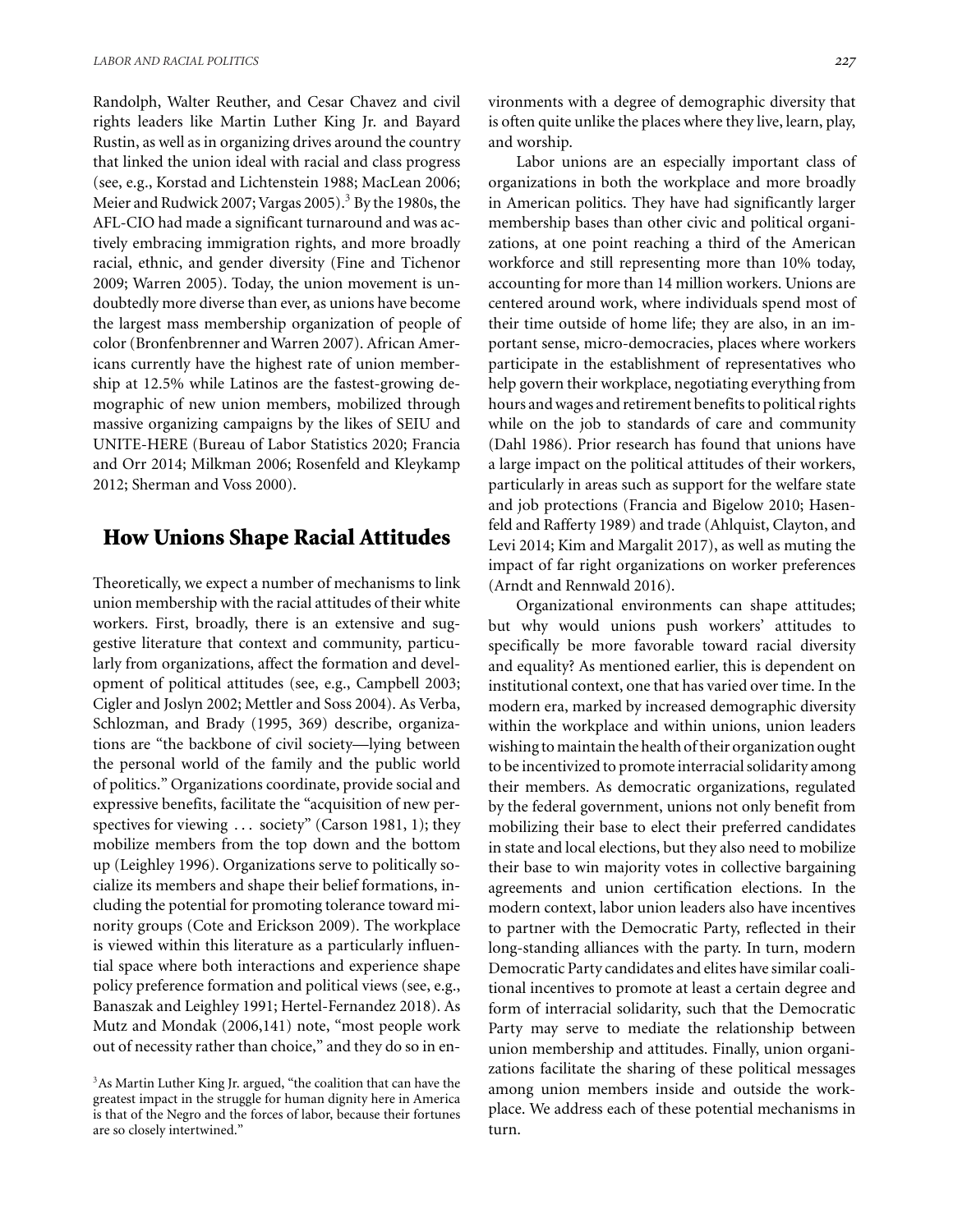Randolph, Walter Reuther, and Cesar Chavez and civil rights leaders like Martin Luther King Jr. and Bayard Rustin, as well as in organizing drives around the country that linked the union ideal with racial and class progress (see, e.g., Korstad and Lichtenstein 1988; MacLean 2006; Meier and Rudwick 2007; Vargas 2005).[3] By the 1980s, the AFL-CIO had made a significant turnaround and was actively embracing immigration rights, and more broadly racial, ethnic, and gender diversity (Fine and Tichenor 2009; Warren 2005). Today, the union movement is undoubtedly more diverse than ever, as unions have become the largest mass membership organization of people of color (Bronfenbrenner and Warren 2007). African Americans currently have the highest rate of union membership at 12.5% while Latinos are the fastest-growing demographic of new union members, mobilized through massive organizing campaigns by the likes of SEIU and UNITE-HERE (Bureau of Labor Statistics 2020; Francia and Orr 2014; Milkman 2006; Rosenfeld and Kleykamp 2012; Sherman and Voss 2000).

## How Unions Shape Racial Attitudes

Theoretically, we expect a number of mechanisms to link union membership with the racial attitudes of their white workers. First, broadly, there is an extensive and suggestive literature that context and community, particularly from organizations, affect the formation and development of political attitudes (see, e.g., Campbell 2003; Cigler and Joslyn 2002; Mettler and Soss 2004). As Verba, Schlozman, and Brady (1995, 369) describe, organizations are "the backbone of civil society—lying between the personal world of the family and the public world of politics." Organizations coordinate, provide social and expressive benefits, facilitate the "acquisition of new perspectives for viewing ... society" (Carson 1981, 1); they mobilize members from the top down and the bottom up (Leighley 1996). Organizations serve to politically socialize its members and shape their belief formations, including the potential for promoting tolerance toward minority groups (Cote and Erickson 2009). The workplace is viewed within this literature as a particularly influential space where both interactions and experience shape policy preference formation and political views (see, e.g., Banaszak and Leighley 1991; Hertel-Fernandez 2018). As Mutz and Mondak (2006,141) note, "most people work out of necessity rather than choice," and they do so in environments with a degree of demographic diversity that is often quite unlike the places where they live, learn, play, and worship.

Labor unions are an especially important class of organizations in both the workplace and more broadly in American politics. They have had significantly larger membership bases than other civic and political organizations, at one point reaching a third of the American workforce and still representing more than 10% today, accounting for more than 14 million workers. Unions are centered around work, where individuals spend most of their time outside of home life; they are also, in an important sense, micro-democracies, places where workers participate in the establishment of representatives who help govern their workplace, negotiating everything from hours and wages and retirement benefits to political rights while on the job to standards of care and community (Dahl 1986). Prior research has found that unions have a large impact on the political attitudes of their workers, particularly in areas such as support for the welfare state and job protections (Francia and Bigelow 2010; Hasenfeld and Rafferty 1989) and trade (Ahlquist, Clayton, and Levi 2014; Kim and Margalit 2017), as well as muting the impact of far right organizations on worker preferences (Arndt and Rennwald 2016).

Organizational environments can shape attitudes; but why would unions push workers' attitudes to specifically be more favorable toward racial diversity and equality? As mentioned earlier, this is dependent on institutional context, one that has varied over time. In the modern era, marked by increased demographic diversity within the workplace and within unions, union leaders wishing to maintain the health of their organization ought to be incentivized to promote interracial solidarity among their members. As democratic organizations, regulated by the federal government, unions not only benefit from mobilizing their base to elect their preferred candidates in state and local elections, but they also need to mobilize their base to win majority votes in collective bargaining agreements and union certification elections. In the modern context, labor union leaders also have incentives to partner with the Democratic Party, reflected in their long-standing alliances with the party. In turn, modern Democratic Party candidates and elites have similar coalitional incentives to promote at least a certain degree and form of interracial solidarity, such that the Democratic Party may serve to mediate the relationship between union membership and attitudes. Finally, union organizations facilitate the sharing of these political messages among union members inside and outside the workplace. We address each of these potential mechanisms in turn.

[3] As Martin Luther King Jr. argued, "the coalition that can have the greatest impact in the struggle for human dignity here in America is that of the Negro and the forces of labor, because their fortunes are so closely intertwined."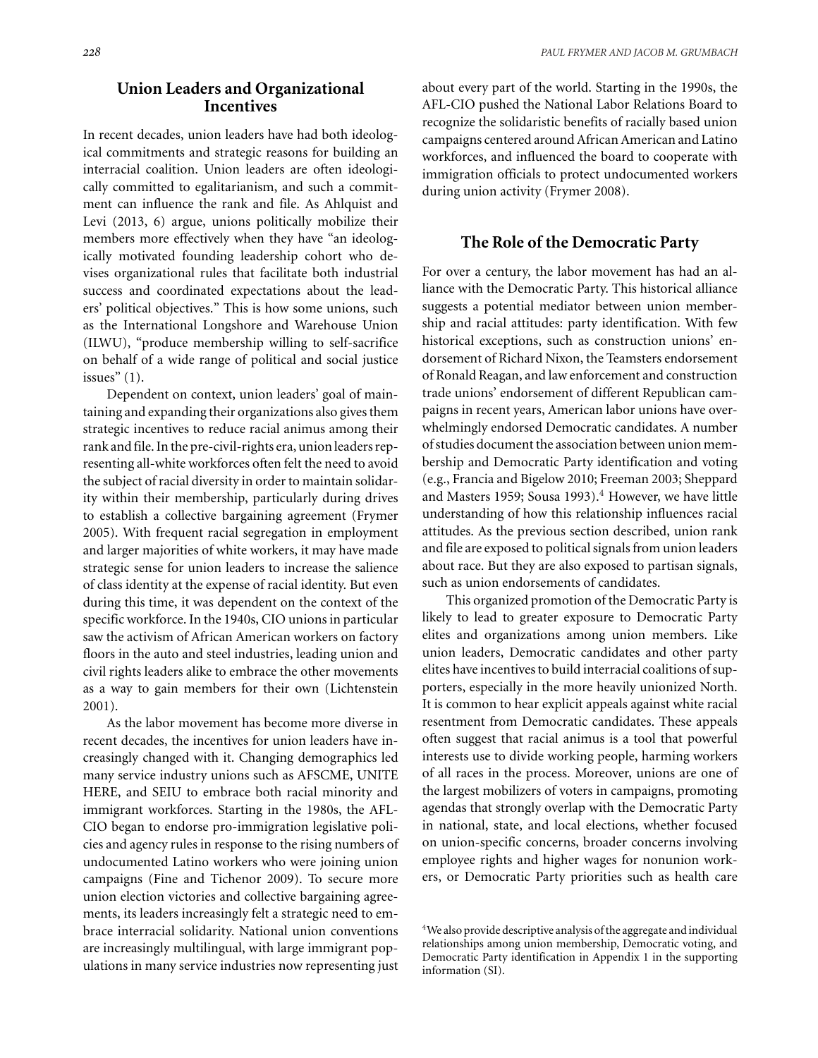## Union Leaders and Organizational Incentives

In recent decades, union leaders have had both ideological commitments and strategic reasons for building an interracial coalition. Union leaders are often ideologically committed to egalitarianism, and such a commitment can influence the rank and file. As Ahlquist and Levi (2013, 6) argue, unions politically mobilize their members more effectively when they have "an ideologically motivated founding leadership cohort who devises organizational rules that facilitate both industrial success and coordinated expectations about the leaders' political objectives." This is how some unions, such as the International Longshore and Warehouse Union (ILWU), "produce membership willing to self-sacrifice on behalf of a wide range of political and social justice issues" (1).

Dependent on context, union leaders' goal of maintaining and expanding their organizations also gives them strategic incentives to reduce racial animus among their rank and file. In the pre-civil-rights era, union leaders representing all-white workforces often felt the need to avoid the subject of racial diversity in order to maintain solidarity within their membership, particularly during drives to establish a collective bargaining agreement (Frymer 2005). With frequent racial segregation in employment and larger majorities of white workers, it may have made strategic sense for union leaders to increase the salience of class identity at the expense of racial identity. But even during this time, it was dependent on the context of the specific workforce. In the 1940s, CIO unions in particular saw the activism of African American workers on factory floors in the auto and steel industries, leading union and civil rights leaders alike to embrace the other movements as a way to gain members for their own (Lichtenstein 2001).

As the labor movement has become more diverse in recent decades, the incentives for union leaders have increasingly changed with it. Changing demographics led many service industry unions such as AFSCME, UNITE HERE, and SEIU to embrace both racial minority and immigrant workforces. Starting in the 1980s, the AFL-CIO began to endorse pro-immigration legislative policies and agency rules in response to the rising numbers of undocumented Latino workers who were joining union campaigns (Fine and Tichenor 2009). To secure more union election victories and collective bargaining agreements, its leaders increasingly felt a strategic need to embrace interracial solidarity. National union conventions are increasingly multilingual, with large immigrant populations in many service industries now representing just about every part of the world. Starting in the 1990s, the AFL-CIO pushed the National Labor Relations Board to recognize the solidaristic benefits of racially based union campaigns centered around African American and Latino workforces, and influenced the board to cooperate with immigration officials to protect undocumented workers during union activity (Frymer 2008).

## The Role of the Democratic Party

For over a century, the labor movement has had an alliance with the Democratic Party. This historical alliance suggests a potential mediator between union membership and racial attitudes: party identification. With few historical exceptions, such as construction unions' endorsement of Richard Nixon, the Teamsters endorsement of Ronald Reagan, and law enforcement and construction trade unions' endorsement of different Republican campaigns in recent years, American labor unions have overwhelmingly endorsed Democratic candidates. A number of studies document the association between union membership and Democratic Party identification and voting (e.g., Francia and Bigelow 2010; Freeman 2003; Sheppard and Masters 1959; Sousa 1993).[4] However, we have little understanding of how this relationship influences racial attitudes. As the previous section described, union rank and file are exposed to political signals from union leaders about race. But they are also exposed to partisan signals, such as union endorsements of candidates.

This organized promotion of the Democratic Party is likely to lead to greater exposure to Democratic Party elites and organizations among union members. Like union leaders, Democratic candidates and other party elites have incentives to build interracial coalitions of supporters, especially in the more heavily unionized North. It is common to hear explicit appeals against white racial resentment from Democratic candidates. These appeals often suggest that racial animus is a tool that powerful interests use to divide working people, harming workers of all races in the process. Moreover, unions are one of the largest mobilizers of voters in campaigns, promoting agendas that strongly overlap with the Democratic Party in national, state, and local elections, whether focused on union-specific concerns, broader concerns involving employee rights and higher wages for nonunion workers, or Democratic Party priorities such as health care

[4] We also provide descriptive analysis of the aggregate and individual relationships among union membership, Democratic voting, and Democratic Party identification in Appendix 1 in the supporting information (SI).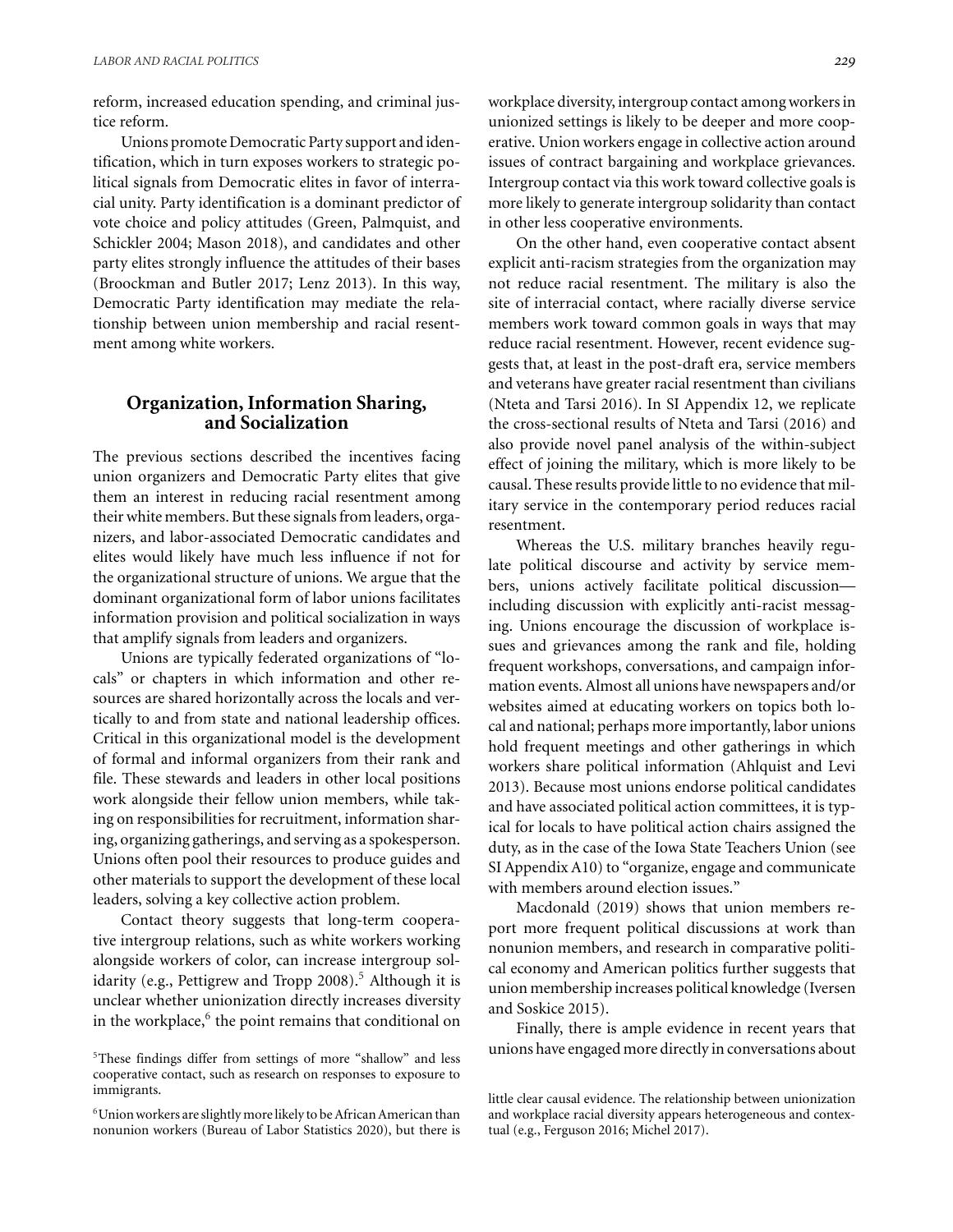reform, increased education spending, and criminal justice reform.

Unions promote Democratic Party support and identification, which in turn exposes workers to strategic political signals from Democratic elites in favor of interracial unity. Party identification is a dominant predictor of vote choice and policy attitudes (Green, Palmquist, and Schickler 2004; Mason 2018), and candidates and other party elites strongly influence the attitudes of their bases (Broockman and Butler 2017; Lenz 2013). In this way, Democratic Party identification may mediate the relationship between union membership and racial resentment among white workers.

## Organization, Information Sharing, and Socialization

The previous sections described the incentives facing union organizers and Democratic Party elites that give them an interest in reducing racial resentment among their white members. But these signals from leaders, organizers, and labor-associated Democratic candidates and elites would likely have much less influence if not for the organizational structure of unions. We argue that the dominant organizational form of labor unions facilitates information provision and political socialization in ways that amplify signals from leaders and organizers.

Unions are typically federated organizations of "locals" or chapters in which information and other resources are shared horizontally across the locals and vertically to and from state and national leadership offices. Critical in this organizational model is the development of formal and informal organizers from their rank and file. These stewards and leaders in other local positions work alongside their fellow union members, while taking on responsibilities for recruitment, information sharing, organizing gatherings, and serving as a spokesperson. Unions often pool their resources to produce guides and other materials to support the development of these local leaders, solving a key collective action problem.

Contact theory suggests that long-term cooperative intergroup relations, such as white workers working alongside workers of color, can increase intergroup solidarity (e.g., Pettigrew and Tropp 2008).[5] Although it is unclear whether unionization directly increases diversity in the workplace,[6] the point remains that conditional on workplace diversity, intergroup contact among workers in unionized settings is likely to be deeper and more cooperative. Union workers engage in collective action around issues of contract bargaining and workplace grievances. Intergroup contact via this work toward collective goals is more likely to generate intergroup solidarity than contact in other less cooperative environments.

On the other hand, even cooperative contact absent explicit anti-racism strategies from the organization may not reduce racial resentment. The military is also the site of interracial contact, where racially diverse service members work toward common goals in ways that may reduce racial resentment. However, recent evidence suggests that, at least in the post-draft era, service members and veterans have greater racial resentment than civilians (Nteta and Tarsi 2016). In SI Appendix 12, we replicate the cross-sectional results of Nteta and Tarsi (2016) and also provide novel panel analysis of the within-subject effect of joining the military, which is more likely to be causal. These results provide little to no evidence that military service in the contemporary period reduces racial resentment.

Whereas the U.S. military branches heavily regulate political discourse and activity by service members, unions actively facilitate political discussion—including discussion with explicitly anti-racist messaging. Unions encourage the discussion of workplace issues and grievances among the rank and file, holding frequent workshops, conversations, and campaign information events. Almost all unions have newspapers and/or websites aimed at educating workers on topics both local and national; perhaps more importantly, labor unions hold frequent meetings and other gatherings in which workers share political information (Ahlquist and Levi 2013). Because most unions endorse political candidates and have associated political action committees, it is typical for locals to have political action chairs assigned the duty, as in the case of the Iowa State Teachers Union (see SI Appendix A10) to "organize, engage and communicate with members around election issues."

Macdonald (2019) shows that union members report more frequent political discussions at work than nonunion members, and research in comparative political economy and American politics further suggests that union membership increases political knowledge (Iversen and Soskice 2015).

Finally, there is ample evidence in recent years that unions have engaged more directly in conversations about

[5] These findings differ from settings of more "shallow" and less cooperative contact, such as research on responses to exposure to immigrants.

[6] Union workers are slightly more likely to be African American than nonunion workers (Bureau of Labor Statistics 2020), but there is little clear causal evidence. The relationship between unionization and workplace racial diversity appears heterogeneous and contextual (e.g., Ferguson 2016; Michel 2017).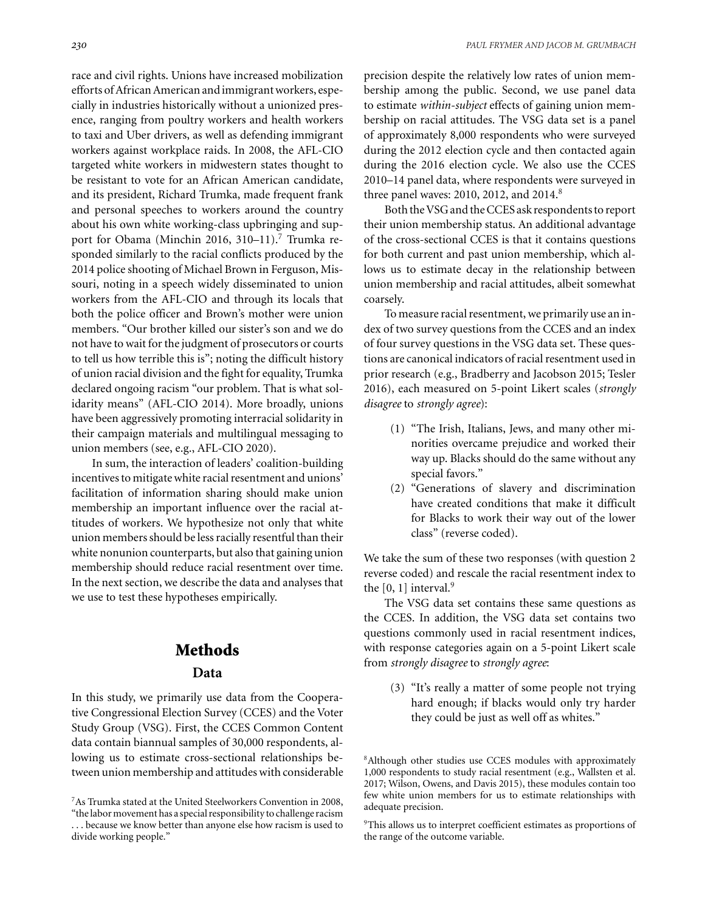race and civil rights. Unions have increased mobilization efforts of African American and immigrant workers, especially in industries historically without a unionized presence, ranging from poultry workers and health workers to taxi and Uber drivers, as well as defending immigrant workers against workplace raids. In 2008, the AFL-CIO targeted white workers in midwestern states thought to be resistant to vote for an African American candidate, and its president, Richard Trumka, made frequent frank and personal speeches to workers around the country about his own white working-class upbringing and support for Obama (Minchin 2016, 310–11).[7] Trumka responded similarly to the racial conflicts produced by the 2014 police shooting of Michael Brown in Ferguson, Missouri, noting in a speech widely disseminated to union workers from the AFL-CIO and through its locals that both the police officer and Brown's mother were union members. "Our brother killed our sister's son and we do not have to wait for the judgment of prosecutors or courts to tell us how terrible this is"; noting the difficult history of union racial division and the fight for equality, Trumka declared ongoing racism "our problem. That is what solidarity means" (AFL-CIO 2014). More broadly, unions have been aggressively promoting interracial solidarity in their campaign materials and multilingual messaging to union members (see, e.g., AFL-CIO 2020).

In sum, the interaction of leaders' coalition-building incentives to mitigate white racial resentment and unions' facilitation of information sharing should make union membership an important influence over the racial attitudes of workers. We hypothesize not only that white union members should be less racially resentful than their white nonunion counterparts, but also that gaining union membership should reduce racial resentment over time. In the next section, we describe the data and analyses that we use to test these hypotheses empirically.

## Methods

### Data

In this study, we primarily use data from the Cooperative Congressional Election Survey (CCES) and the Voter Study Group (VSG). First, the CCES Common Content data contain biannual samples of 30,000 respondents, allowing us to estimate cross-sectional relationships between union membership and attitudes with considerable precision despite the relatively low rates of union membership among the public. Second, we use panel data to estimate *within-subject* effects of gaining union membership on racial attitudes. The VSG data set is a panel of approximately 8,000 respondents who were surveyed during the 2012 election cycle and then contacted again during the 2016 election cycle. We also use the CCES 2010–14 panel data, where respondents were surveyed in three panel waves: 2010, 2012, and 2014.[8]

Both the VSG and the CCES ask respondents to report their union membership status. An additional advantage of the cross-sectional CCES is that it contains questions for both current and past union membership, which allows us to estimate decay in the relationship between union membership and racial attitudes, albeit somewhat coarsely.

To measure racial resentment, we primarily use an index of two survey questions from the CCES and an index of four survey questions in the VSG data set. These questions are canonical indicators of racial resentment used in prior research (e.g., Bradberry and Jacobson 2015; Tesler 2016), each measured on 5-point Likert scales (*strongly disagree* to *strongly agree*):

(1) "The Irish, Italians, Jews, and many other minorities overcame prejudice and worked their way up. Blacks should do the same without any special favors."

(2) "Generations of slavery and discrimination have created conditions that make it difficult for Blacks to work their way out of the lower class" (reverse coded).

We take the sum of these two responses (with question 2 reverse coded) and rescale the racial resentment index to the [0, 1] interval.[9]

The VSG data set contains these same questions as the CCES. In addition, the VSG data set contains two questions commonly used in racial resentment indices, with response categories again on a 5-point Likert scale from *strongly disagree* to *strongly agree*:

(3) "It's really a matter of some people not trying hard enough; if blacks would only try harder they could be just as well off as whites."

[7] As Trumka stated at the United Steelworkers Convention in 2008, "the labor movement has a special responsibility to challenge racism . . . because we know better than anyone else how racism is used to divide working people."

[8] Although other studies use CCES modules with approximately 1,000 respondents to study racial resentment (e.g., Wallsten et al. 2017; Wilson, Owens, and Davis 2015), these modules contain too few white union members for us to estimate relationships with adequate precision.

[9] This allows us to interpret coefficient estimates as proportions of the range of the outcome variable.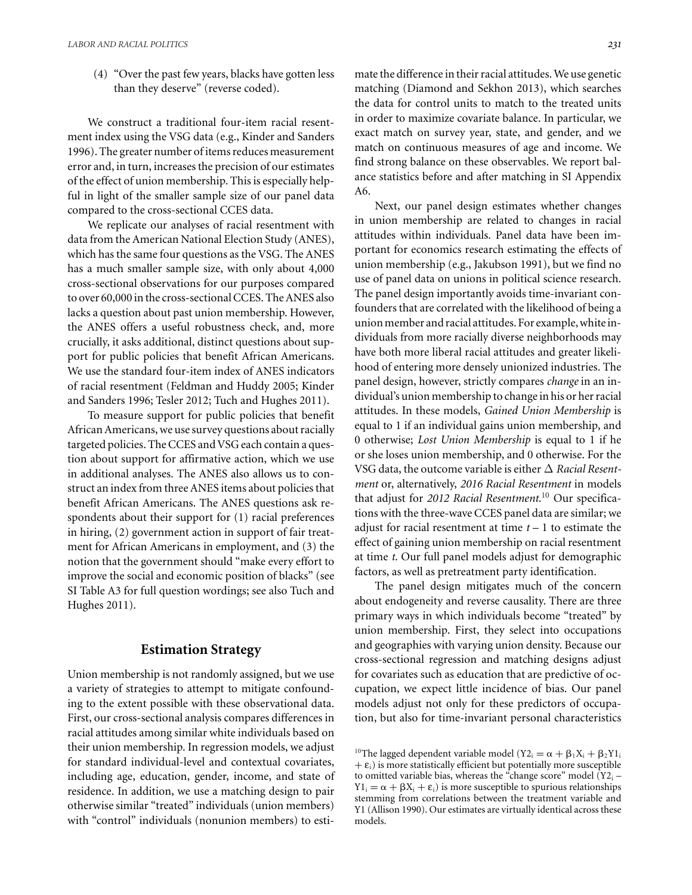(4) "Over the past few years, blacks have gotten less than they deserve" (reverse coded).

We construct a traditional four-item racial resentment index using the VSG data (e.g., Kinder and Sanders 1996). The greater number of items reduces measurement error and, in turn, increases the precision of our estimates of the effect of union membership. This is especially helpful in light of the smaller sample size of our panel data compared to the cross-sectional CCES data.

We replicate our analyses of racial resentment with data from the American National Election Study (ANES), which has the same four questions as the VSG. The ANES has a much smaller sample size, with only about 4,000 cross-sectional observations for our purposes compared to over 60,000 in the cross-sectional CCES. The ANES also lacks a question about past union membership. However, the ANES offers a useful robustness check, and, more crucially, it asks additional, distinct questions about support for public policies that benefit African Americans. We use the standard four-item index of ANES indicators of racial resentment (Feldman and Huddy 2005; Kinder and Sanders 1996; Tesler 2012; Tuch and Hughes 2011).

To measure support for public policies that benefit African Americans, we use survey questions about racially targeted policies. The CCES and VSG each contain a question about support for affirmative action, which we use in additional analyses. The ANES also allows us to construct an index from three ANES items about policies that benefit African Americans. The ANES questions ask respondents about their support for (1) racial preferences in hiring, (2) government action in support of fair treatment for African Americans in employment, and (3) the notion that the government should "make every effort to improve the social and economic position of blacks" (see SI Table A3 for full question wordings; see also Tuch and Hughes 2011).

## Estimation Strategy

Union membership is not randomly assigned, but we use a variety of strategies to attempt to mitigate confounding to the extent possible with these observational data. First, our cross-sectional analysis compares differences in racial attitudes among similar white individuals based on their union membership. In regression models, we adjust for standard individual-level and contextual covariates, including age, education, gender, income, and state of residence. In addition, we use a matching design to pair otherwise similar "treated" individuals (union members) with "control" individuals (nonunion members) to estimate the difference in their racial attitudes. We use genetic matching (Diamond and Sekhon 2013), which searches the data for control units to match to the treated units in order to maximize covariate balance. In particular, we exact match on survey year, state, and gender, and we match on continuous measures of age and income. We find strong balance on these observables. We report balance statistics before and after matching in SI Appendix A6.

Next, our panel design estimates whether changes in union membership are related to changes in racial attitudes within individuals. Panel data have been important for economics research estimating the effects of union membership (e.g., Jakubson 1991), but we find no use of panel data on unions in political science research. The panel design importantly avoids time-invariant confounders that are correlated with the likelihood of being a union member and racial attitudes. For example, white individuals from more racially diverse neighborhoods may have both more liberal racial attitudes and greater likelihood of entering more densely unionized industries. The panel design, however, strictly compares *change* in an individual's union membership to change in his or her racial attitudes. In these models, *Gained Union Membership* is equal to 1 if an individual gains union membership, and 0 otherwise; *Lost Union Membership* is equal to 1 if he or she loses union membership, and 0 otherwise. For the VSG data, the outcome variable is either $\Delta$ *Racial Resentment* or, alternatively, *2016 Racial Resentment* in models that adjust for *2012 Racial Resentment*.[10] Our specifications with the three-wave CCES panel data are similar; we adjust for racial resentment at time $t-1$ to estimate the effect of gaining union membership on racial resentment at time $t$. Our full panel models adjust for demographic factors, as well as pretreatment party identification.

The panel design mitigates much of the concern about endogeneity and reverse causality. There are three primary ways in which individuals become "treated" by union membership. First, they select into occupations and geographies with varying union density. Because our cross-sectional regression and matching designs adjust for covariates such as education that are predictive of occupation, we expect little incidence of bias. Our panel models adjust not only for these predictors of occupation, but also for time-invariant personal characteristics

[10] The lagged dependent variable model ($Y2_i = \alpha + \beta_1 X_i + \beta_2 Y1_i + \varepsilon_i$) is more statistically efficient but potentially more susceptible to omitted variable bias, whereas the "change score" model ($Y2_i - Y1_i = \alpha + \beta X_i + \varepsilon_i$) is more susceptible to spurious relationships stemming from correlations between the treatment variable and Y1 (Allison 1990). Our estimates are virtually identical across these models.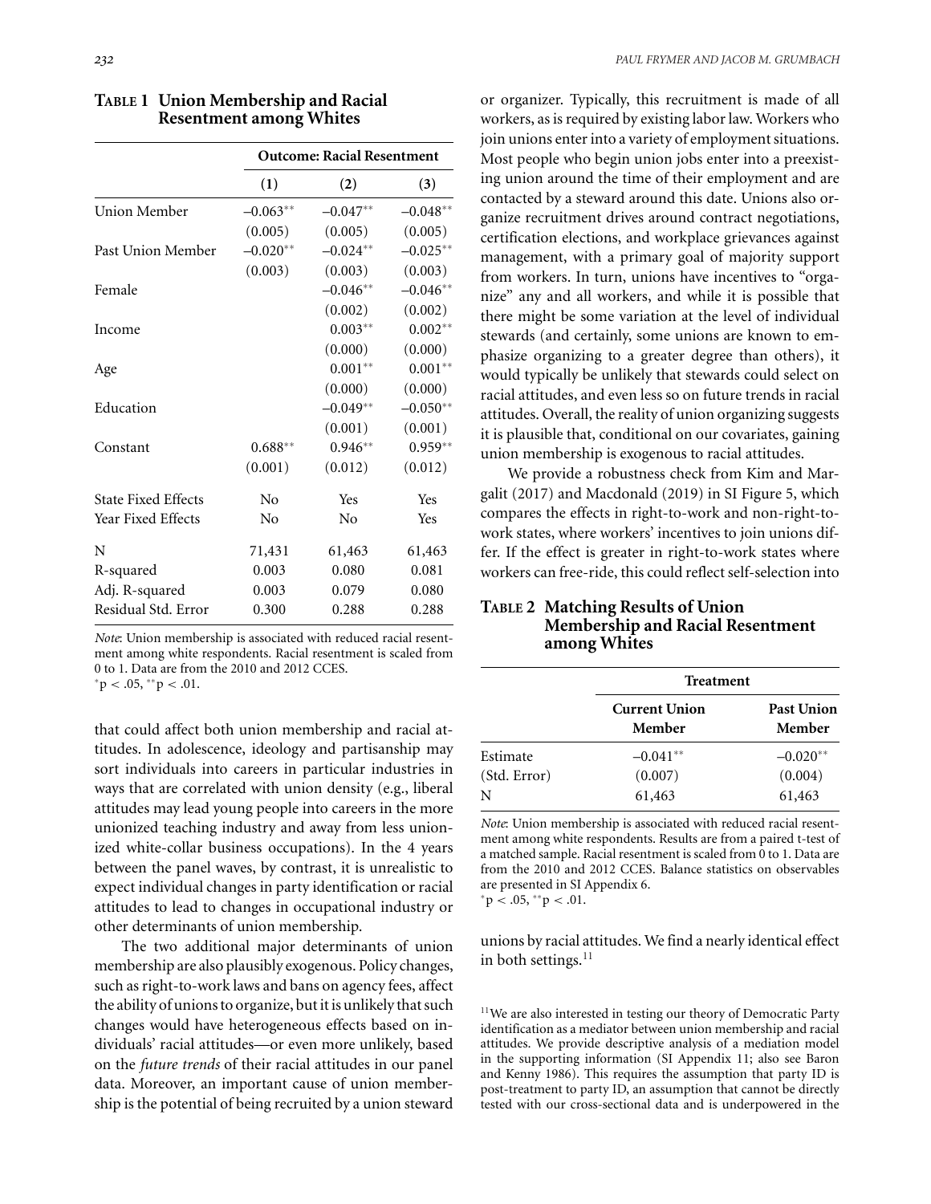**TABLE 1 Union Membership and Racial Resentment among Whites**

| | Outcome: Racial Resentment | | |
|---|---|---|---|
| | (1) | (2) | (3) |
| Union Member | −0.063** | −0.047** | −0.048** |
| | (0.005) | (0.005) | (0.005) |
| Past Union Member | −0.020** | −0.024** | −0.025** |
| | (0.003) | (0.003) | (0.003) |
| Female | | −0.046** | −0.046** |
| | | (0.002) | (0.002) |
| Income | | 0.003** | 0.002** |
| | | (0.000) | (0.000) |
| Age | | 0.001** | 0.001** |
| | | (0.000) | (0.000) |
| Education | | −0.049** | −0.050** |
| | | (0.001) | (0.001) |
| Constant | 0.688** | 0.946** | 0.959** |
| | (0.001) | (0.012) | (0.012) |
| State Fixed Effects | No | Yes | Yes |
| Year Fixed Effects | No | No | Yes |
| N | 71,431 | 61,463 | 61,463 |
| R-squared | 0.003 | 0.080 | 0.081 |
| Adj. R-squared | 0.003 | 0.079 | 0.080 |
| Residual Std. Error | 0.300 | 0.288 | 0.288 |

*Note*: Union membership is associated with reduced racial resentment among white respondents. Racial resentment is scaled from 0 to 1. Data are from the 2010 and 2012 CCES.
*p < .05, **p < .01.

that could affect both union membership and racial attitudes. In adolescence, ideology and partisanship may sort individuals into careers in particular industries in ways that are correlated with union density (e.g., liberal attitudes may lead young people into careers in the more unionized teaching industry and away from less unionized white-collar business occupations). In the 4 years between the panel waves, by contrast, it is unrealistic to expect individual changes in party identification or racial attitudes to lead to changes in occupational industry or other determinants of union membership.

The two additional major determinants of union membership are also plausibly exogenous. Policy changes, such as right-to-work laws and bans on agency fees, affect the ability of unions to organize, but it is unlikely that such changes would have heterogeneous effects based on individuals' racial attitudes—or even more unlikely, based on the *future trends* of their racial attitudes in our panel data. Moreover, an important cause of union membership is the potential of being recruited by a union steward or organizer. Typically, this recruitment is made of all workers, as is required by existing labor law. Workers who join unions enter into a variety of employment situations. Most people who begin union jobs enter into a preexisting union around the time of their employment and are contacted by a steward around this date. Unions also organize recruitment drives around contract negotiations, certification elections, and workplace grievances against management, with a primary goal of majority support from workers. In turn, unions have incentives to "organize" any and all workers, and while it is possible that there might be some variation at the level of individual stewards (and certainly, some unions are known to emphasize organizing to a greater degree than others), it would typically be unlikely that stewards could select on racial attitudes, and even less so on future trends in racial attitudes. Overall, the reality of union organizing suggests it is plausible that, conditional on our covariates, gaining union membership is exogenous to racial attitudes.

We provide a robustness check from Kim and Margalit (2017) and Macdonald (2019) in SI Figure 5, which compares the effects in right-to-work and non-right-to-work states, where workers' incentives to join unions differ. If the effect is greater in right-to-work states where workers can free-ride, this could reflect self-selection into unions by racial attitudes. We find a nearly identical effect in both settings.[11]

**TABLE 2 Matching Results of Union Membership and Racial Resentment among Whites**

| | Treatment | |
|---|---|---|
| | Current Union Member | Past Union Member |
| Estimate | −0.041** | −0.020** |
| (Std. Error) | (0.007) | (0.004) |
| N | 61,463 | 61,463 |

*Note*: Union membership is associated with reduced racial resentment among white respondents. Results are from a paired t-test of a matched sample. Racial resentment is scaled from 0 to 1. Data are from the 2010 and 2012 CCES. Balance statistics on observables are presented in SI Appendix 6.
*p < .05, **p < .01.

[11] We are also interested in testing our theory of Democratic Party identification as a mediator between union membership and racial attitudes. We provide descriptive analysis of a mediation model in the supporting information (SI Appendix 11; also see Baron and Kenny 1986). This requires the assumption that party ID is post-treatment to party ID, an assumption that cannot be directly tested with our cross-sectional data and is underpowered in the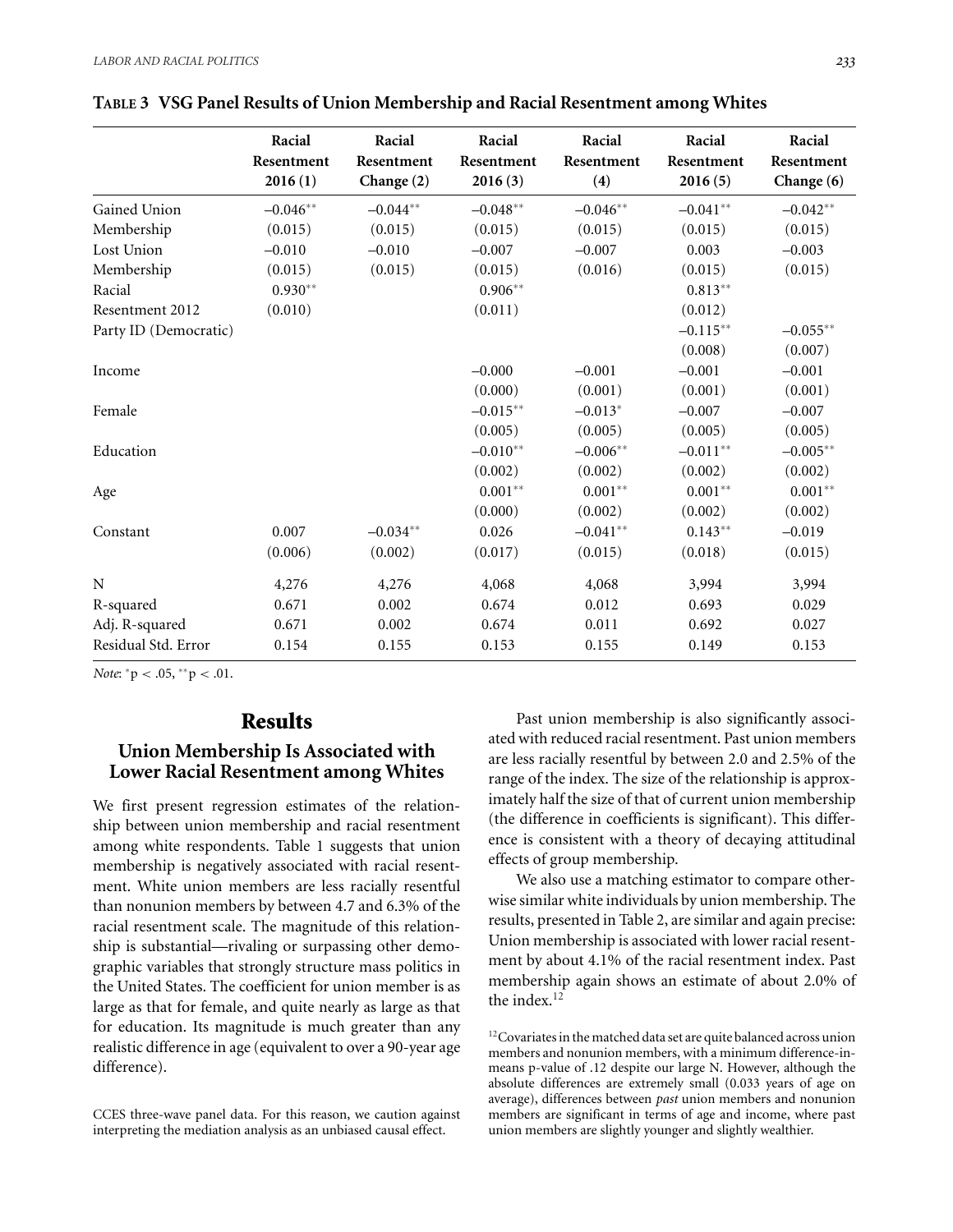**TABLE 3 VSG Panel Results of Union Membership and Racial Resentment among Whites**

| | Racial Resentment 2016 (1) | Racial Resentment Change (2) | Racial Resentment 2016 (3) | Racial Resentment (4) | Racial Resentment 2016 (5) | Racial Resentment Change (6) |
|---|---|---|---|---|---|---|
| Gained Union | −0.046** | −0.044** | −0.048** | −0.046** | −0.041** | −0.042** |
| Membership | (0.015) | (0.015) | (0.015) | (0.015) | (0.015) | (0.015) |
| Lost Union | −0.010 | −0.010 | −0.007 | −0.007 | 0.003 | −0.003 |
| Membership | (0.015) | (0.015) | (0.015) | (0.016) | (0.015) | (0.015) |
| Racial | 0.930** | | 0.906** | | 0.813** | |
| Resentment 2012 | (0.010) | | (0.011) | | (0.012) | |
| Party ID (Democratic) | | | | | −0.115** | −0.055** |
| | | | | | (0.008) | (0.007) |
| Income | | | −0.000 | −0.001 | −0.001 | −0.001 |
| | | | (0.000) | (0.001) | (0.001) | (0.001) |
| Female | | | −0.015** | −0.013* | −0.007 | −0.007 |
| | | | (0.005) | (0.005) | (0.005) | (0.005) |
| Education | | | −0.010** | −0.006** | −0.011** | −0.005** |
| | | | (0.002) | (0.002) | (0.002) | (0.002) |
| Age | | | 0.001** | 0.001** | 0.001** | 0.001** |
| | | | (0.000) | (0.002) | (0.002) | (0.002) |
| Constant | 0.007 | −0.034** | 0.026 | −0.041** | 0.143** | −0.019 |
| | (0.006) | (0.002) | (0.017) | (0.015) | (0.018) | (0.015) |
| N | 4,276 | 4,276 | 4,068 | 4,068 | 3,994 | 3,994 |
| R-squared | 0.671 | 0.002 | 0.674 | 0.012 | 0.693 | 0.029 |
| Adj. R-squared | 0.671 | 0.002 | 0.674 | 0.011 | 0.692 | 0.027 |
| Residual Std. Error | 0.154 | 0.155 | 0.153 | 0.155 | 0.149 | 0.153 |

*Note*: $^{*}p < .05$, $^{**}p < .01$.

CCES three-wave panel data. For this reason, we caution against interpreting the mediation analysis as an unbiased causal effect.

# Results

## Union Membership Is Associated with Lower Racial Resentment among Whites

We first present regression estimates of the relationship between union membership and racial resentment among white respondents. Table 1 suggests that union membership is negatively associated with racial resentment. White union members are less racially resentful than nonunion members by between 4.7 and 6.3% of the racial resentment scale. The magnitude of this relationship is substantial—rivaling or surpassing other demographic variables that strongly structure mass politics in the United States. The coefficient for union member is as large as that for female, and quite nearly as large as that for education. Its magnitude is much greater than any realistic difference in age (equivalent to over a 90-year age difference).

Past union membership is also significantly associated with reduced racial resentment. Past union members are less racially resentful by between 2.0 and 2.5% of the range of the index. The size of the relationship is approximately half the size of that of current union membership (the difference in coefficients is significant). This difference is consistent with a theory of decaying attitudinal effects of group membership.

We also use a matching estimator to compare otherwise similar white individuals by union membership. The results, presented in Table 2, are similar and again precise: Union membership is associated with lower racial resentment by about 4.1% of the racial resentment index. Past membership again shows an estimate of about 2.0% of the index.[12]

[12]Covariates in the matched data set are quite balanced across union members and nonunion members, with a minimum difference-in-means p-value of .12 despite our large N. However, although the absolute differences are extremely small (0.033 years of age on average), differences between *past* union members and nonunion members are significant in terms of age and income, where past union members are slightly younger and slightly wealthier.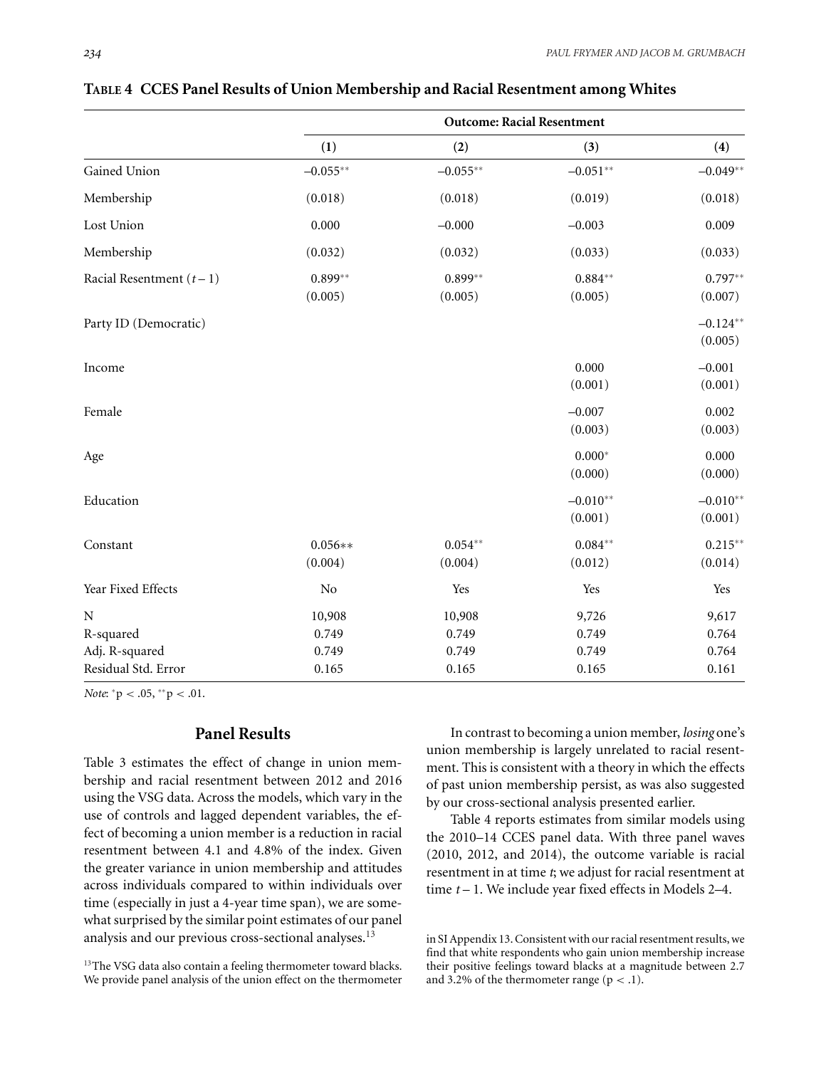**TABLE 4 CCES Panel Results of Union Membership and Racial Resentment among Whites**

| | Outcome: Racial Resentment | | | |
|---|---|---|---|---|
| | (1) | (2) | (3) | (4) |
| Gained Union Membership | −0.055** | −0.055** | −0.051** | −0.049** |
| | (0.018) | (0.018) | (0.019) | (0.018) |
| Lost Union Membership | 0.000 | −0.000 | −0.003 | 0.009 |
| | (0.032) | (0.032) | (0.033) | (0.033) |
| Racial Resentment ($t-1$) | 0.899** | 0.899** | 0.884** | 0.797** |
| | (0.005) | (0.005) | (0.005) | (0.007) |
| Party ID (Democratic) | | | | −0.124** |
| | | | | (0.005) |
| Income | | | 0.000 | −0.001 |
| | | | (0.001) | (0.001) |
| Female | | | −0.007 | 0.002 |
| | | | (0.003) | (0.003) |
| Age | | | 0.000* | 0.000 |
| | | | (0.000) | (0.000) |
| Education | | | −0.010** | −0.010** |
| | | | (0.001) | (0.001) |
| Constant | 0.056** | 0.054** | 0.084** | 0.215** |
| | (0.004) | (0.004) | (0.012) | (0.014) |
| Year Fixed Effects | No | Yes | Yes | Yes |
| N | 10,908 | 10,908 | 9,726 | 9,617 |
| R-squared | 0.749 | 0.749 | 0.749 | 0.764 |
| Adj. R-squared | 0.749 | 0.749 | 0.749 | 0.764 |
| Residual Std. Error | 0.165 | 0.165 | 0.165 | 0.161 |

*Note*: $^{*}p < .05$, $^{**}p < .01$.

## Panel Results

Table 3 estimates the effect of change in union membership and racial resentment between 2012 and 2016 using the VSG data. Across the models, which vary in the use of controls and lagged dependent variables, the effect of becoming a union member is a reduction in racial resentment between 4.1 and 4.8% of the index. Given the greater variance in union membership and attitudes across individuals compared to within individuals over time (especially in just a 4-year time span), we are somewhat surprised by the similar point estimates of our panel analysis and our previous cross-sectional analyses.[13]

In contrast to becoming a union member, *losing* one's union membership is largely unrelated to racial resentment. This is consistent with a theory in which the effects of past union membership persist, as was also suggested by our cross-sectional analysis presented earlier.

Table 4 reports estimates from similar models using the 2010–14 CCES panel data. With three panel waves (2010, 2012, and 2014), the outcome variable is racial resentment in at time $t$; we adjust for racial resentment at time $t-1$. We include year fixed effects in Models 2–4.

[13]The VSG data also contain a feeling thermometer toward blacks. We provide panel analysis of the union effect on the thermometer in SI Appendix 13. Consistent with our racial resentment results, we find that white respondents who gain union membership increase their positive feelings toward blacks at a magnitude between 2.7 and 3.2% of the thermometer range ($p < .1$).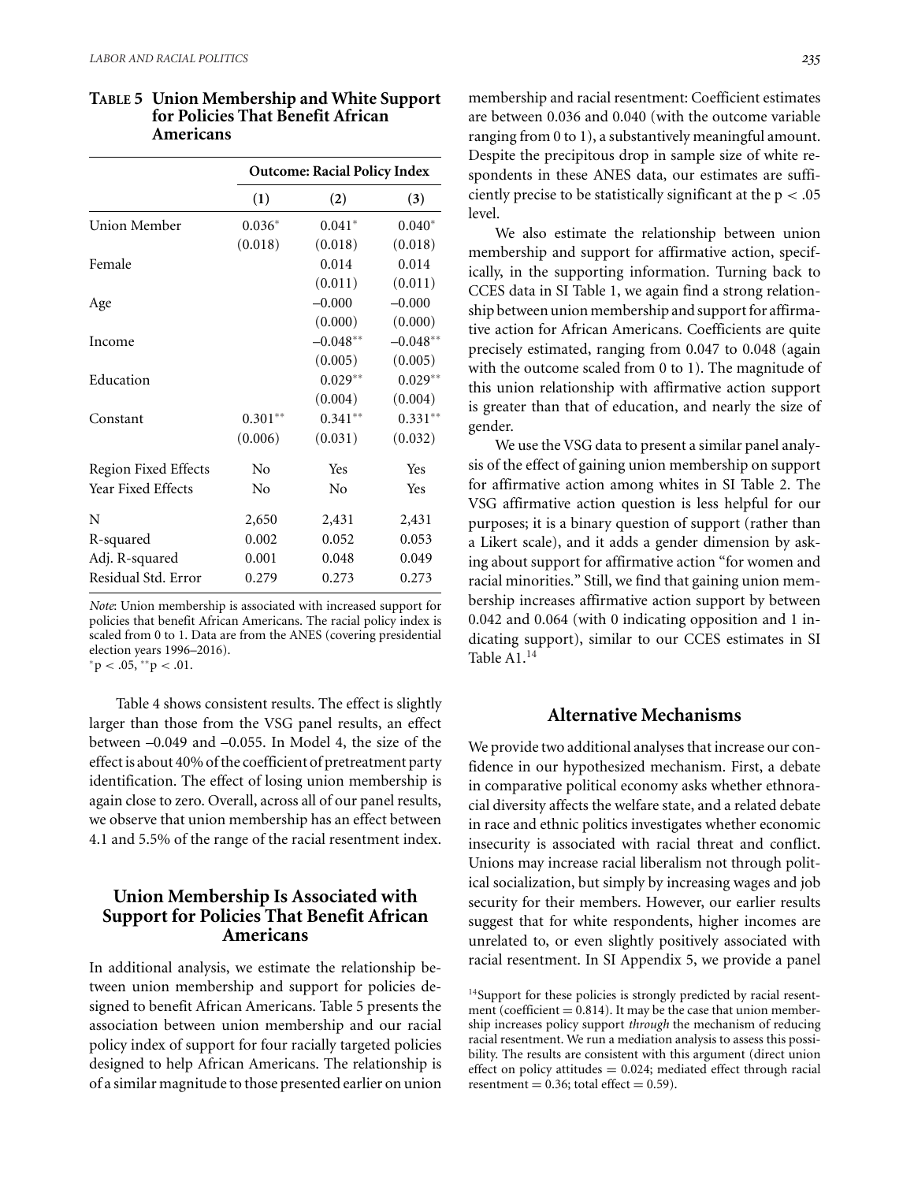**TABLE 5 Union Membership and White Support for Policies That Benefit African Americans**

| | Outcome: Racial Policy Index | | |
|---|---|---|---|
| | (1) | (2) | (3) |
| Union Member | 0.036* | 0.041* | 0.040* |
| | (0.018) | (0.018) | (0.018) |
| Female | | 0.014 | 0.014 |
| | | (0.011) | (0.011) |
| Age | | –0.000 | –0.000 |
| | | (0.000) | (0.000) |
| Income | | –0.048** | –0.048** |
| | | (0.005) | (0.005) |
| Education | | 0.029** | 0.029** |
| | | (0.004) | (0.004) |
| Constant | 0.301** | 0.341** | 0.331** |
| | (0.006) | (0.031) | (0.032) |
| Region Fixed Effects | No | Yes | Yes |
| Year Fixed Effects | No | No | Yes |
| N | 2,650 | 2,431 | 2,431 |
| R-squared | 0.002 | 0.052 | 0.053 |
| Adj. R-squared | 0.001 | 0.048 | 0.049 |
| Residual Std. Error | 0.279 | 0.273 | 0.273 |

*Note*: Union membership is associated with increased support for policies that benefit African Americans. The racial policy index is scaled from 0 to 1. Data are from the ANES (covering presidential election years 1996–2016).
*$p < .05$, **$p < .01$.

Table 4 shows consistent results. The effect is slightly larger than those from the VSG panel results, an effect between –0.049 and –0.055. In Model 4, the size of the effect is about 40% of the coefficient of pretreatment party identification. The effect of losing union membership is again close to zero. Overall, across all of our panel results, we observe that union membership has an effect between 4.1 and 5.5% of the range of the racial resentment index.

## Union Membership Is Associated with Support for Policies That Benefit African Americans

In additional analysis, we estimate the relationship between union membership and support for policies designed to benefit African Americans. Table 5 presents the association between union membership and our racial policy index of support for four racially targeted policies designed to help African Americans. The relationship is of a similar magnitude to those presented earlier on union membership and racial resentment: Coefficient estimates are between 0.036 and 0.040 (with the outcome variable ranging from 0 to 1), a substantively meaningful amount. Despite the precipitous drop in sample size of white respondents in these ANES data, our estimates are sufficiently precise to be statistically significant at the $p < .05$ level.

We also estimate the relationship between union membership and support for affirmative action, specifically, in the supporting information. Turning back to CCES data in SI Table 1, we again find a strong relationship between union membership and support for affirmative action for African Americans. Coefficients are quite precisely estimated, ranging from 0.047 to 0.048 (again with the outcome scaled from 0 to 1). The magnitude of this union relationship with affirmative action support is greater than that of education, and nearly the size of gender.

We use the VSG data to present a similar panel analysis of the effect of gaining union membership on support for affirmative action among whites in SI Table 2. The VSG affirmative action question is less helpful for our purposes; it is a binary question of support (rather than a Likert scale), and it adds a gender dimension by asking about support for affirmative action "for women and racial minorities." Still, we find that gaining union membership increases affirmative action support by between 0.042 and 0.064 (with 0 indicating opposition and 1 indicating support), similar to our CCES estimates in SI Table A1.[14]

## Alternative Mechanisms

We provide two additional analyses that increase our confidence in our hypothesized mechanism. First, a debate in comparative political economy asks whether ethnoracial diversity affects the welfare state, and a related debate in race and ethnic politics investigates whether economic insecurity is associated with racial threat and conflict. Unions may increase racial liberalism not through political socialization, but simply by increasing wages and job security for their members. However, our earlier results suggest that for white respondents, higher incomes are unrelated to, or even slightly positively associated with racial resentment. In SI Appendix 5, we provide a panel

[14] Support for these policies is strongly predicted by racial resentment (coefficient = 0.814). It may be the case that union membership increases policy support *through* the mechanism of reducing racial resentment. We run a mediation analysis to assess this possibility. The results are consistent with this argument (direct union effect on policy attitudes = 0.024; mediated effect through racial resentment = 0.36; total effect = 0.59).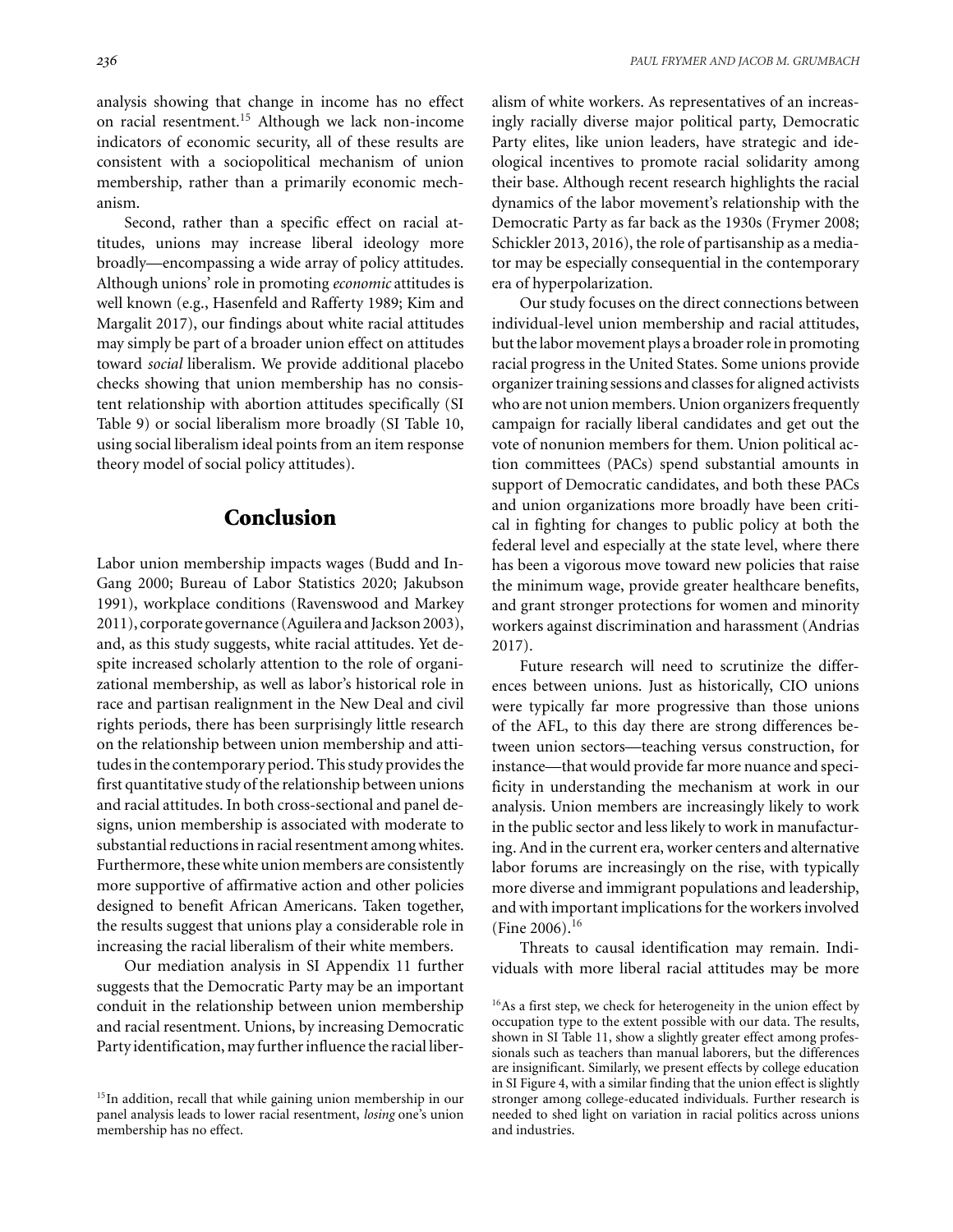analysis showing that change in income has no effect on racial resentment.[15] Although we lack non-income indicators of economic security, all of these results are consistent with a sociopolitical mechanism of union membership, rather than a primarily economic mechanism.

Second, rather than a specific effect on racial attitudes, unions may increase liberal ideology more broadly—encompassing a wide array of policy attitudes. Although unions' role in promoting *economic* attitudes is well known (e.g., Hasenfeld and Rafferty 1989; Kim and Margalit 2017), our findings about white racial attitudes may simply be part of a broader union effect on attitudes toward *social* liberalism. We provide additional placebo checks showing that union membership has no consistent relationship with abortion attitudes specifically (SI Table 9) or social liberalism more broadly (SI Table 10, using social liberalism ideal points from an item response theory model of social policy attitudes).

## Conclusion

Labor union membership impacts wages (Budd and In-Gang 2000; Bureau of Labor Statistics 2020; Jakubson 1991), workplace conditions (Ravenswood and Markey 2011), corporate governance (Aguilera and Jackson 2003), and, as this study suggests, white racial attitudes. Yet despite increased scholarly attention to the role of organizational membership, as well as labor's historical role in race and partisan realignment in the New Deal and civil rights periods, there has been surprisingly little research on the relationship between union membership and attitudes in the contemporary period. This study provides the first quantitative study of the relationship between unions and racial attitudes. In both cross-sectional and panel designs, union membership is associated with moderate to substantial reductions in racial resentment among whites. Furthermore, these white union members are consistently more supportive of affirmative action and other policies designed to benefit African Americans. Taken together, the results suggest that unions play a considerable role in increasing the racial liberalism of their white members.

Our mediation analysis in SI Appendix 11 further suggests that the Democratic Party may be an important conduit in the relationship between union membership and racial resentment. Unions, by increasing Democratic Party identification, may further influence the racial liberalism of white workers. As representatives of an increasingly racially diverse major political party, Democratic Party elites, like union leaders, have strategic and ideological incentives to promote racial solidarity among their base. Although recent research highlights the racial dynamics of the labor movement's relationship with the Democratic Party as far back as the 1930s (Frymer 2008; Schickler 2013, 2016), the role of partisanship as a mediator may be especially consequential in the contemporary era of hyperpolarization.

Our study focuses on the direct connections between individual-level union membership and racial attitudes, but the labor movement plays a broader role in promoting racial progress in the United States. Some unions provide organizer training sessions and classes for aligned activists who are not union members. Union organizers frequently campaign for racially liberal candidates and get out the vote of nonunion members for them. Union political action committees (PACs) spend substantial amounts in support of Democratic candidates, and both these PACs and union organizations more broadly have been critical in fighting for changes to public policy at both the federal level and especially at the state level, where there has been a vigorous move toward new policies that raise the minimum wage, provide greater healthcare benefits, and grant stronger protections for women and minority workers against discrimination and harassment (Andrias 2017).

Future research will need to scrutinize the differences between unions. Just as historically, CIO unions were typically far more progressive than those unions of the AFL, to this day there are strong differences between union sectors—teaching versus construction, for instance—that would provide far more nuance and specificity in understanding the mechanism at work in our analysis. Union members are increasingly likely to work in the public sector and less likely to work in manufacturing. And in the current era, worker centers and alternative labor forums are increasingly on the rise, with typically more diverse and immigrant populations and leadership, and with important implications for the workers involved (Fine 2006).[16]

Threats to causal identification may remain. Individuals with more liberal racial attitudes may be more

[15] In addition, recall that while gaining union membership in our panel analysis leads to lower racial resentment, *losing* one's union membership has no effect.

[16] As a first step, we check for heterogeneity in the union effect by occupation type to the extent possible with our data. The results, shown in SI Table 11, show a slightly greater effect among professionals such as teachers than manual laborers, but the differences are insignificant. Similarly, we present effects by college education in SI Figure 4, with a similar finding that the union effect is slightly stronger among college-educated individuals. Further research is needed to shed light on variation in racial politics across unions and industries.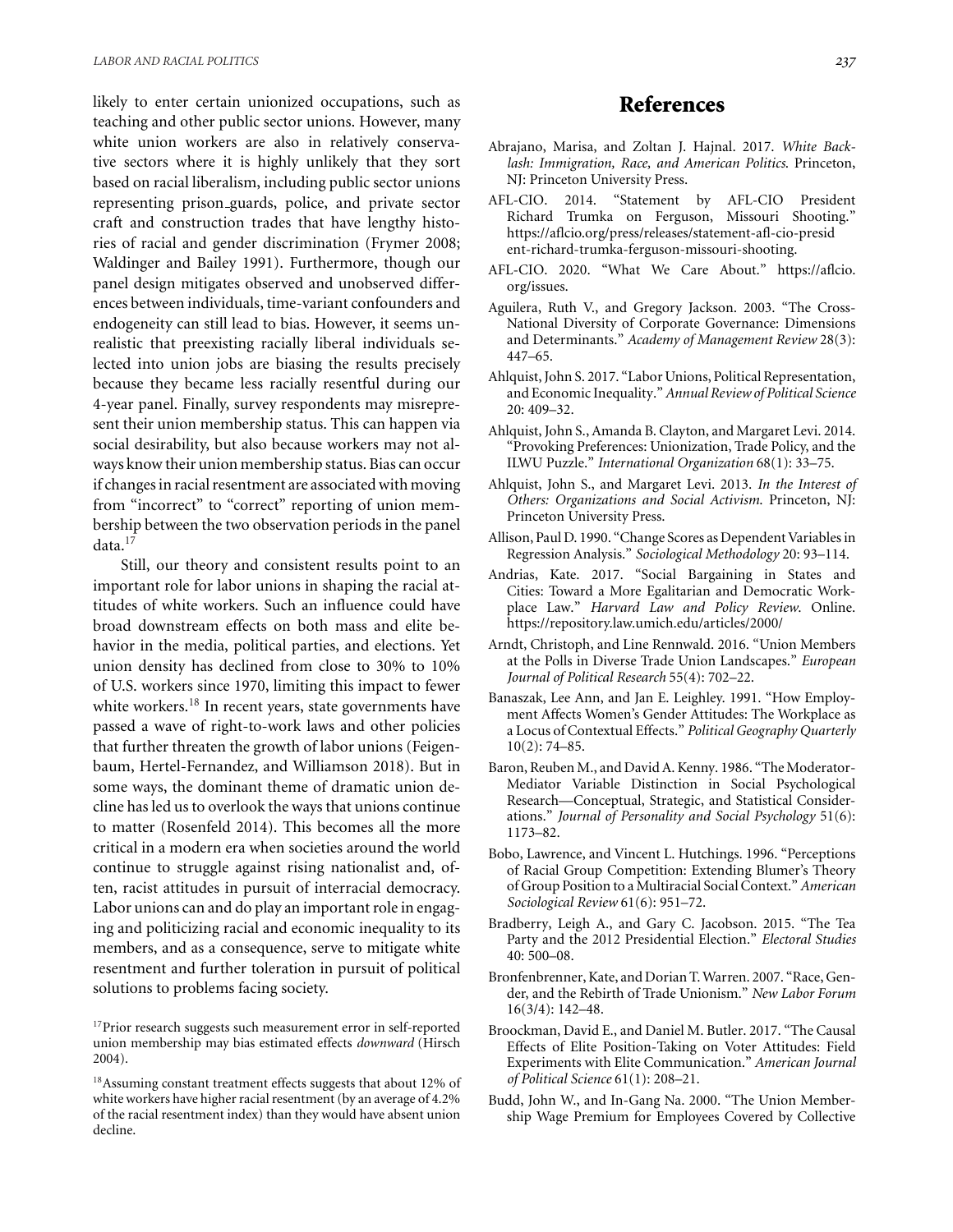likely to enter certain unionized occupations, such as teaching and other public sector unions. However, many white union workers are also in relatively conservative sectors where it is highly unlikely that they sort based on racial liberalism, including public sector unions representing prison guards, police, and private sector craft and construction trades that have lengthy histories of racial and gender discrimination (Frymer 2008; Waldinger and Bailey 1991). Furthermore, though our panel design mitigates observed and unobserved differences between individuals, time-variant confounders and endogeneity can still lead to bias. However, it seems unrealistic that preexisting racially liberal individuals selected into union jobs are biasing the results precisely because they became less racially resentful during our 4-year panel. Finally, survey respondents may misrepresent their union membership status. This can happen via social desirability, but also because workers may not always know their union membership status. Bias can occur if changes in racial resentment are associated with moving from "incorrect" to "correct" reporting of union membership between the two observation periods in the panel data.[17]

Still, our theory and consistent results point to an important role for labor unions in shaping the racial attitudes of white workers. Such an influence could have broad downstream effects on both mass and elite behavior in the media, political parties, and elections. Yet union density has declined from close to 30% to 10% of U.S. workers since 1970, limiting this impact to fewer white workers.[18] In recent years, state governments have passed a wave of right-to-work laws and other policies that further threaten the growth of labor unions (Feigenbaum, Hertel-Fernandez, and Williamson 2018). But in some ways, the dominant theme of dramatic union decline has led us to overlook the ways that unions continue to matter (Rosenfeld 2014). This becomes all the more critical in a modern era when societies around the world continue to struggle against rising nationalist and, often, racist attitudes in pursuit of interracial democracy. Labor unions can and do play an important role in engaging and politicizing racial and economic inequality to its members, and as a consequence, serve to mitigate white resentment and further toleration in pursuit of political solutions to problems facing society.

[17]Prior research suggests such measurement error in self-reported union membership may bias estimated effects *downward* (Hirsch 2004).

[18]Assuming constant treatment effects suggests that about 12% of white workers have higher racial resentment (by an average of 4.2% of the racial resentment index) than they would have absent union decline.

## References

Abrajano, Marisa, and Zoltan J. Hajnal. 2017. *White Backlash: Immigration, Race, and American Politics*. Princeton, NJ: Princeton University Press.

AFL-CIO. 2014. "Statement by AFL-CIO President Richard Trumka on Ferguson, Missouri Shooting." https://aflcio.org/press/releases/statement-afl-cio-president-richard-trumka-ferguson-missouri-shooting.

AFL-CIO. 2020. "What We Care About." https://aflcio.org/issues.

Aguilera, Ruth V., and Gregory Jackson. 2003. "The Cross-National Diversity of Corporate Governance: Dimensions and Determinants." *Academy of Management Review* 28(3): 447–65.

Ahlquist, John S. 2017. "Labor Unions, Political Representation, and Economic Inequality." *Annual Review of Political Science* 20: 409–32.

Ahlquist, John S., Amanda B. Clayton, and Margaret Levi. 2014. "Provoking Preferences: Unionization, Trade Policy, and the ILWU Puzzle." *International Organization* 68(1): 33–75.

Ahlquist, John S., and Margaret Levi. 2013. *In the Interest of Others: Organizations and Social Activism*. Princeton, NJ: Princeton University Press.

Allison, Paul D. 1990. "Change Scores as Dependent Variables in Regression Analysis." *Sociological Methodology* 20: 93–114.

Andrias, Kate. 2017. "Social Bargaining in States and Cities: Toward a More Egalitarian and Democratic Workplace Law." *Harvard Law and Policy Review*. Online. https://repository.law.umich.edu/articles/2000/

Arndt, Christoph, and Line Rennwald. 2016. "Union Members at the Polls in Diverse Trade Union Landscapes." *European Journal of Political Research* 55(4): 702–22.

Banaszak, Lee Ann, and Jan E. Leighley. 1991. "How Employment Affects Women's Gender Attitudes: The Workplace as a Locus of Contextual Effects." *Political Geography Quarterly* 10(2): 74–85.

Baron, Reuben M., and David A. Kenny. 1986. "The Moderator-Mediator Variable Distinction in Social Psychological Research—Conceptual, Strategic, and Statistical Considerations." *Journal of Personality and Social Psychology* 51(6): 1173–82.

Bobo, Lawrence, and Vincent L. Hutchings. 1996. "Perceptions of Racial Group Competition: Extending Blumer's Theory of Group Position to a Multiracial Social Context." *American Sociological Review* 61(6): 951–72.

Bradberry, Leigh A., and Gary C. Jacobson. 2015. "The Tea Party and the 2012 Presidential Election." *Electoral Studies* 40: 500–08.

Bronfenbrenner, Kate, and Dorian T. Warren. 2007. "Race, Gender, and the Rebirth of Trade Unionism." *New Labor Forum* 16(3/4): 142–48.

Broockman, David E., and Daniel M. Butler. 2017. "The Causal Effects of Elite Position-Taking on Voter Attitudes: Field Experiments with Elite Communication." *American Journal of Political Science* 61(1): 208–21.

Budd, John W., and In-Gang Na. 2000. "The Union Membership Wage Premium for Employees Covered by Collective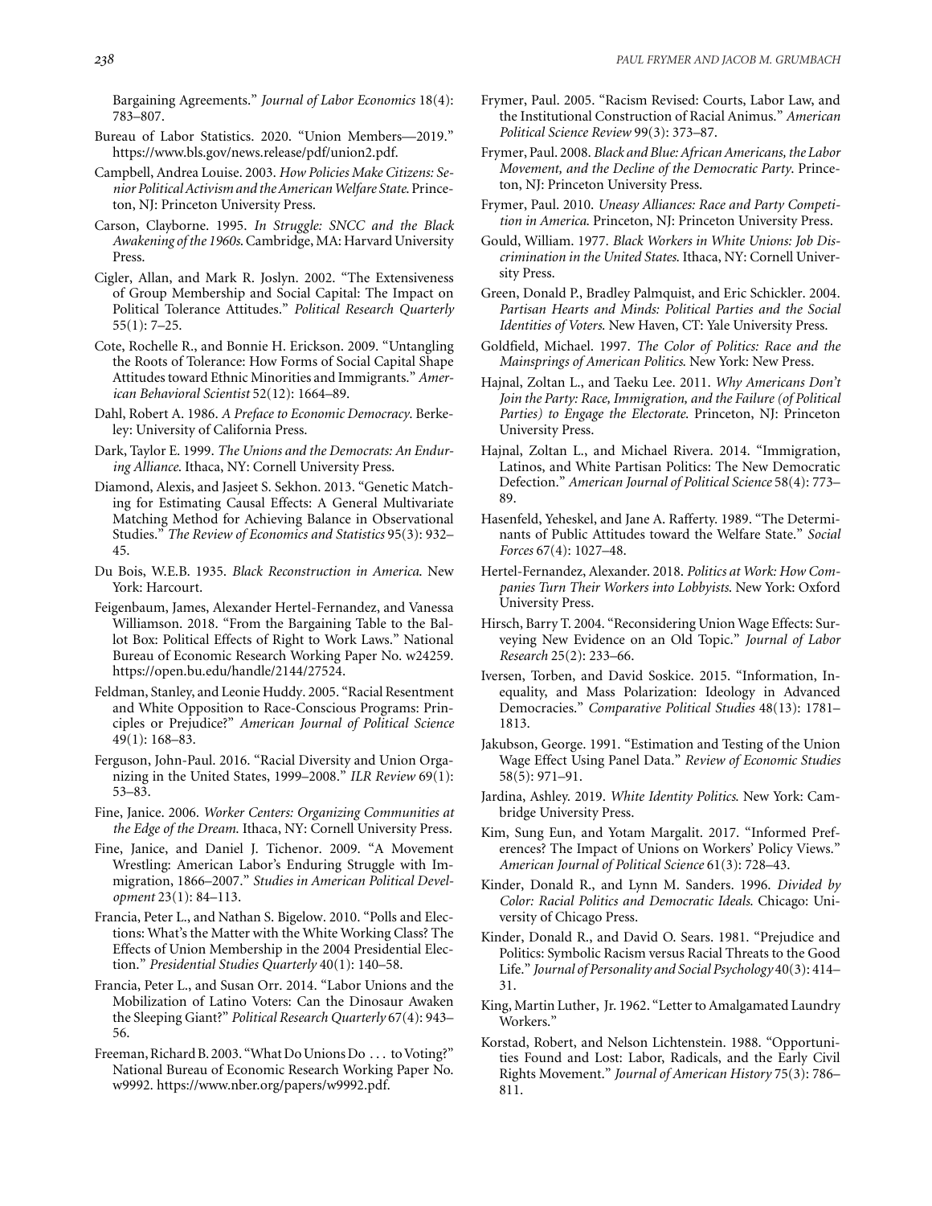Bargaining Agreements." *Journal of Labor Economics* 18(4): 783–807.

Bureau of Labor Statistics. 2020. "Union Members—2019." https://www.bls.gov/news.release/pdf/union2.pdf.

Campbell, Andrea Louise. 2003. *How Policies Make Citizens: Senior Political Activism and the American Welfare State*. Princeton, NJ: Princeton University Press.

Carson, Clayborne. 1995. *In Struggle: SNCC and the Black Awakening of the 1960s*. Cambridge, MA: Harvard University Press.

Cigler, Allan, and Mark R. Joslyn. 2002. "The Extensiveness of Group Membership and Social Capital: The Impact on Political Tolerance Attitudes." *Political Research Quarterly* 55(1): 7–25.

Cote, Rochelle R., and Bonnie H. Erickson. 2009. "Untangling the Roots of Tolerance: How Forms of Social Capital Shape Attitudes toward Ethnic Minorities and Immigrants." *American Behavioral Scientist* 52(12): 1664–89.

Dahl, Robert A. 1986. *A Preface to Economic Democracy*. Berkeley: University of California Press.

Dark, Taylor E. 1999. *The Unions and the Democrats: An Enduring Alliance*. Ithaca, NY: Cornell University Press.

Diamond, Alexis, and Jasjeet S. Sekhon. 2013. "Genetic Matching for Estimating Causal Effects: A General Multivariate Matching Method for Achieving Balance in Observational Studies." *The Review of Economics and Statistics* 95(3): 932–45.

Du Bois, W.E.B. 1935. *Black Reconstruction in America*. New York: Harcourt.

Feigenbaum, James, Alexander Hertel-Fernandez, and Vanessa Williamson. 2018. "From the Bargaining Table to the Ballot Box: Political Effects of Right to Work Laws." National Bureau of Economic Research Working Paper No. w24259. https://open.bu.edu/handle/2144/27524.

Feldman, Stanley, and Leonie Huddy. 2005. "Racial Resentment and White Opposition to Race-Conscious Programs: Principles or Prejudice?" *American Journal of Political Science* 49(1): 168–83.

Ferguson, John-Paul. 2016. "Racial Diversity and Union Organizing in the United States, 1999–2008." *ILR Review* 69(1): 53–83.

Fine, Janice. 2006. *Worker Centers: Organizing Communities at the Edge of the Dream*. Ithaca, NY: Cornell University Press.

Fine, Janice, and Daniel J. Tichenor. 2009. "A Movement Wrestling: American Labor's Enduring Struggle with Immigration, 1866–2007." *Studies in American Political Development* 23(1): 84–113.

Francia, Peter L., and Nathan S. Bigelow. 2010. "Polls and Elections: What's the Matter with the White Working Class? The Effects of Union Membership in the 2004 Presidential Election." *Presidential Studies Quarterly* 40(1): 140–58.

Francia, Peter L., and Susan Orr. 2014. "Labor Unions and the Mobilization of Latino Voters: Can the Dinosaur Awaken the Sleeping Giant?" *Political Research Quarterly* 67(4): 943–56.

Freeman, Richard B. 2003. "What Do Unions Do . . . to Voting?" National Bureau of Economic Research Working Paper No. w9992. https://www.nber.org/papers/w9992.pdf.

Frymer, Paul. 2005. "Racism Revised: Courts, Labor Law, and the Institutional Construction of Racial Animus." *American Political Science Review* 99(3): 373–87.

Frymer, Paul. 2008. *Black and Blue: African Americans, the Labor Movement, and the Decline of the Democratic Party*. Princeton, NJ: Princeton University Press.

Frymer, Paul. 2010. *Uneasy Alliances: Race and Party Competition in America*. Princeton, NJ: Princeton University Press.

Gould, William. 1977. *Black Workers in White Unions: Job Discrimination in the United States*. Ithaca, NY: Cornell University Press.

Green, Donald P., Bradley Palmquist, and Eric Schickler. 2004. *Partisan Hearts and Minds: Political Parties and the Social Identities of Voters*. New Haven, CT: Yale University Press.

Goldfield, Michael. 1997. *The Color of Politics: Race and the Mainsprings of American Politics*. New York: New Press.

Hajnal, Zoltan L., and Taeku Lee. 2011. *Why Americans Don't Join the Party: Race, Immigration, and the Failure (of Political Parties) to Engage the Electorate*. Princeton, NJ: Princeton University Press.

Hajnal, Zoltan L., and Michael Rivera. 2014. "Immigration, Latinos, and White Partisan Politics: The New Democratic Defection." *American Journal of Political Science* 58(4): 773–89.

Hasenfeld, Yeheskel, and Jane A. Rafferty. 1989. "The Determinants of Public Attitudes toward the Welfare State." *Social Forces* 67(4): 1027–48.

Hertel-Fernandez, Alexander. 2018. *Politics at Work: How Companies Turn Their Workers into Lobbyists*. New York: Oxford University Press.

Hirsch, Barry T. 2004. "Reconsidering Union Wage Effects: Surveying New Evidence on an Old Topic." *Journal of Labor Research* 25(2): 233–66.

Iversen, Torben, and David Soskice. 2015. "Information, Inequality, and Mass Polarization: Ideology in Advanced Democracies." *Comparative Political Studies* 48(13): 1781–1813.

Jakubson, George. 1991. "Estimation and Testing of the Union Wage Effect Using Panel Data." *Review of Economic Studies* 58(5): 971–91.

Jardina, Ashley. 2019. *White Identity Politics*. New York: Cambridge University Press.

Kim, Sung Eun, and Yotam Margalit. 2017. "Informed Preferences? The Impact of Unions on Workers' Policy Views." *American Journal of Political Science* 61(3): 728–43.

Kinder, Donald R., and Lynn M. Sanders. 1996. *Divided by Color: Racial Politics and Democratic Ideals*. Chicago: University of Chicago Press.

Kinder, Donald R., and David O. Sears. 1981. "Prejudice and Politics: Symbolic Racism versus Racial Threats to the Good Life." *Journal of Personality and Social Psychology* 40(3): 414–31.

King, Martin Luther, Jr. 1962. "Letter to Amalgamated Laundry Workers."

Korstad, Robert, and Nelson Lichtenstein. 1988. "Opportunities Found and Lost: Labor, Radicals, and the Early Civil Rights Movement." *Journal of American History* 75(3): 786–811.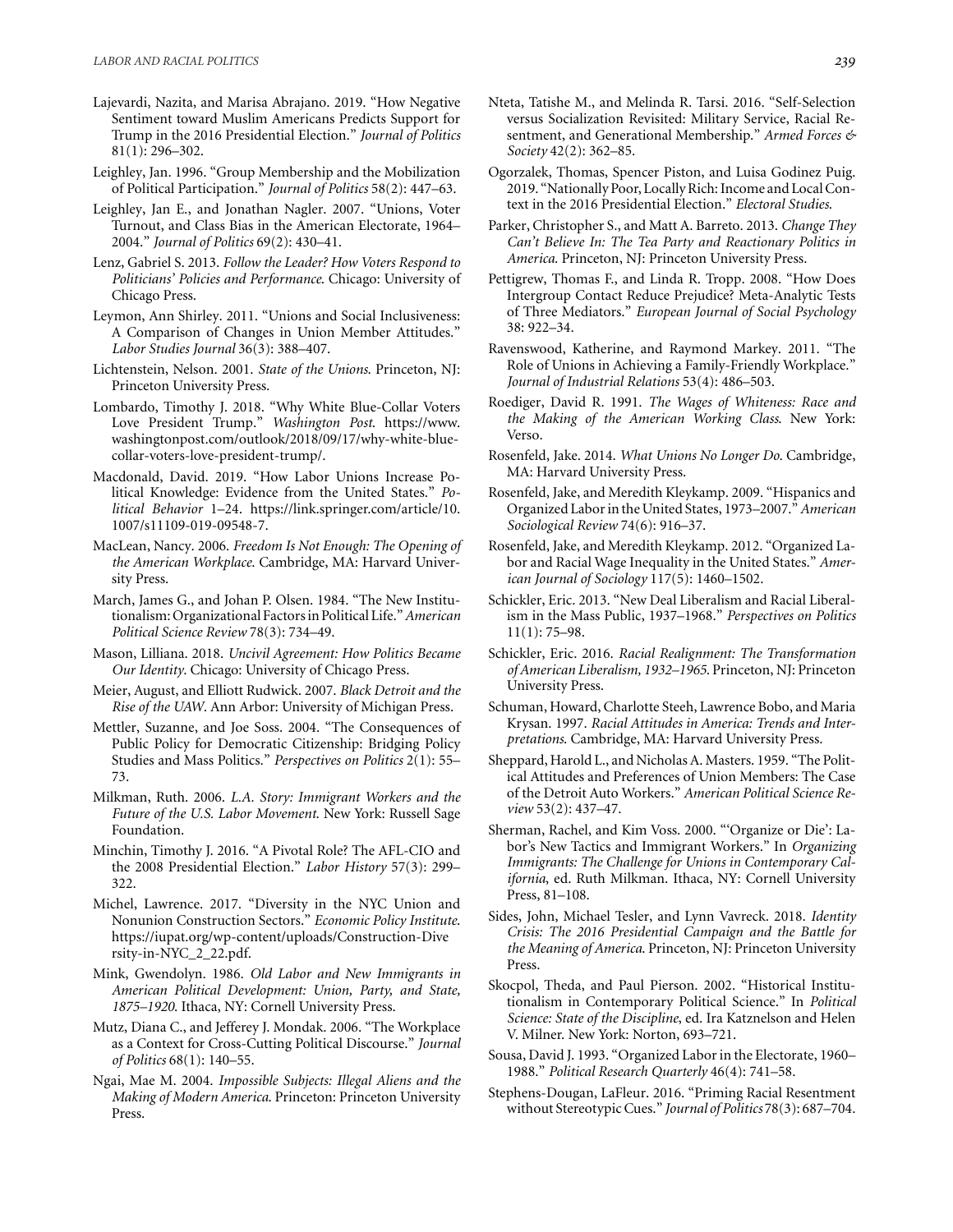Lajevardi, Nazita, and Marisa Abrajano. 2019. "How Negative Sentiment toward Muslim Americans Predicts Support for Trump in the 2016 Presidential Election." *Journal of Politics* 81(1): 296–302.

Leighley, Jan. 1996. "Group Membership and the Mobilization of Political Participation." *Journal of Politics* 58(2): 447–63.

Leighley, Jan E., and Jonathan Nagler. 2007. "Unions, Voter Turnout, and Class Bias in the American Electorate, 1964–2004." *Journal of Politics* 69(2): 430–41.

Lenz, Gabriel S. 2013. *Follow the Leader? How Voters Respond to Politicians' Policies and Performance*. Chicago: University of Chicago Press.

Leymon, Ann Shirley. 2011. "Unions and Social Inclusiveness: A Comparison of Changes in Union Member Attitudes." *Labor Studies Journal* 36(3): 388–407.

Lichtenstein, Nelson. 2001. *State of the Unions*. Princeton, NJ: Princeton University Press.

Lombardo, Timothy J. 2018. "Why White Blue-Collar Voters Love President Trump." *Washington Post*. https://www.washingtonpost.com/outlook/2018/09/17/why-white-blue-collar-voters-love-president-trump/.

Macdonald, David. 2019. "How Labor Unions Increase Political Knowledge: Evidence from the United States." *Political Behavior* 1–24. https://link.springer.com/article/10.1007/s11109-019-09548-7.

MacLean, Nancy. 2006. *Freedom Is Not Enough: The Opening of the American Workplace*. Cambridge, MA: Harvard University Press.

March, James G., and Johan P. Olsen. 1984. "The New Institutionalism: Organizational Factors in Political Life." *American Political Science Review* 78(3): 734–49.

Mason, Lilliana. 2018. *Uncivil Agreement: How Politics Became Our Identity*. Chicago: University of Chicago Press.

Meier, August, and Elliott Rudwick. 2007. *Black Detroit and the Rise of the UAW*. Ann Arbor: University of Michigan Press.

Mettler, Suzanne, and Joe Soss. 2004. "The Consequences of Public Policy for Democratic Citizenship: Bridging Policy Studies and Mass Politics." *Perspectives on Politics* 2(1): 55–73.

Milkman, Ruth. 2006. *L.A. Story: Immigrant Workers and the Future of the U.S. Labor Movement*. New York: Russell Sage Foundation.

Minchin, Timothy J. 2016. "A Pivotal Role? The AFL-CIO and the 2008 Presidential Election." *Labor History* 57(3): 299–322.

Michel, Lawrence. 2017. "Diversity in the NYC Union and Nonunion Construction Sectors." *Economic Policy Institute*. https://iupat.org/wp-content/uploads/Construction-Diversity-in-NYC_2_22.pdf.

Mink, Gwendolyn. 1986. *Old Labor and New Immigrants in American Political Development: Union, Party, and State, 1875–1920*. Ithaca, NY: Cornell University Press.

Mutz, Diana C., and Jefferey J. Mondak. 2006. "The Workplace as a Context for Cross-Cutting Political Discourse." *Journal of Politics* 68(1): 140–55.

Ngai, Mae M. 2004. *Impossible Subjects: Illegal Aliens and the Making of Modern America*. Princeton: Princeton University Press.

Nteta, Tatishe M., and Melinda R. Tarsi. 2016. "Self-Selection versus Socialization Revisited: Military Service, Racial Resentment, and Generational Membership." *Armed Forces & Society* 42(2): 362–85.

Ogorzalek, Thomas, Spencer Piston, and Luisa Godinez Puig. 2019. "Nationally Poor, Locally Rich: Income and Local Context in the 2016 Presidential Election." *Electoral Studies*.

Parker, Christopher S., and Matt A. Barreto. 2013. *Change They Can't Believe In: The Tea Party and Reactionary Politics in America*. Princeton, NJ: Princeton University Press.

Pettigrew, Thomas F., and Linda R. Tropp. 2008. "How Does Intergroup Contact Reduce Prejudice? Meta-Analytic Tests of Three Mediators." *European Journal of Social Psychology* 38: 922–34.

Ravenswood, Katherine, and Raymond Markey. 2011. "The Role of Unions in Achieving a Family-Friendly Workplace." *Journal of Industrial Relations* 53(4): 486–503.

Roediger, David R. 1991. *The Wages of Whiteness: Race and the Making of the American Working Class*. New York: Verso.

Rosenfeld, Jake. 2014. *What Unions No Longer Do*. Cambridge, MA: Harvard University Press.

Rosenfeld, Jake, and Meredith Kleykamp. 2009. "Hispanics and Organized Labor in the United States, 1973–2007." *American Sociological Review* 74(6): 916–37.

Rosenfeld, Jake, and Meredith Kleykamp. 2012. "Organized Labor and Racial Wage Inequality in the United States." *American Journal of Sociology* 117(5): 1460–1502.

Schickler, Eric. 2013. "New Deal Liberalism and Racial Liberalism in the Mass Public, 1937–1968." *Perspectives on Politics* 11(1): 75–98.

Schickler, Eric. 2016. *Racial Realignment: The Transformation of American Liberalism, 1932–1965*. Princeton, NJ: Princeton University Press.

Schuman, Howard, Charlotte Steeh, Lawrence Bobo, and Maria Krysan. 1997. *Racial Attitudes in America: Trends and Interpretations*. Cambridge, MA: Harvard University Press.

Sheppard, Harold L., and Nicholas A. Masters. 1959. "The Political Attitudes and Preferences of Union Members: The Case of the Detroit Auto Workers." *American Political Science Review* 53(2): 437–47.

Sherman, Rachel, and Kim Voss. 2000. "'Organize or Die': Labor's New Tactics and Immigrant Workers." In *Organizing Immigrants: The Challenge for Unions in Contemporary California*, ed. Ruth Milkman. Ithaca, NY: Cornell University Press, 81–108.

Sides, John, Michael Tesler, and Lynn Vavreck. 2018. *Identity Crisis: The 2016 Presidential Campaign and the Battle for the Meaning of America*. Princeton, NJ: Princeton University Press.

Skocpol, Theda, and Paul Pierson. 2002. "Historical Institutionalism in Contemporary Political Science." In *Political Science: State of the Discipline*, ed. Ira Katznelson and Helen V. Milner. New York: Norton, 693–721.

Sousa, David J. 1993. "Organized Labor in the Electorate, 1960–1988." *Political Research Quarterly* 46(4): 741–58.

Stephens-Dougan, LaFleur. 2016. "Priming Racial Resentment without Stereotypic Cues." *Journal of Politics* 78(3): 687–704.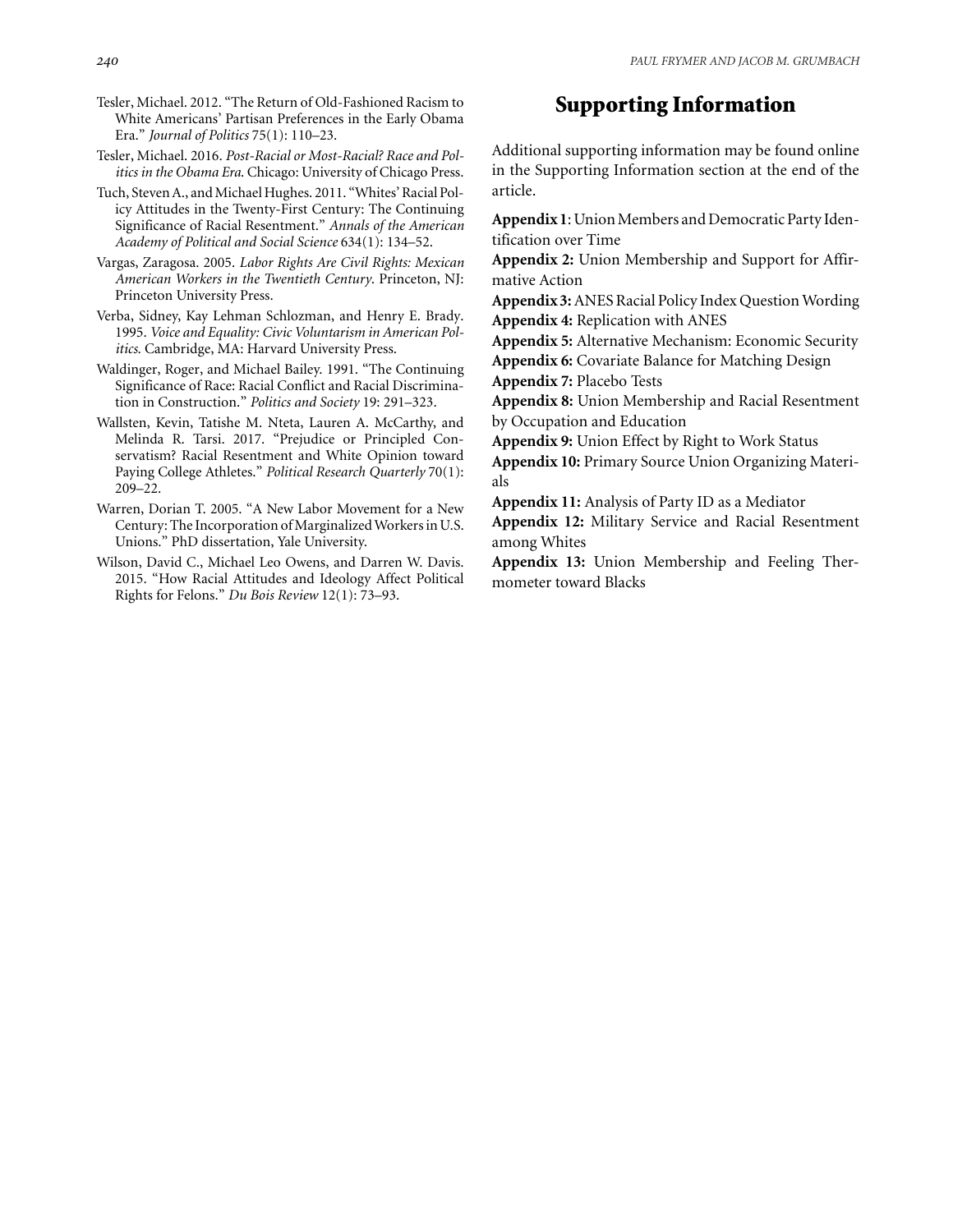Tesler, Michael. 2012. "The Return of Old-Fashioned Racism to White Americans' Partisan Preferences in the Early Obama Era." *Journal of Politics* 75(1): 110–23.

Tesler, Michael. 2016. *Post-Racial or Most-Racial? Race and Politics in the Obama Era.* Chicago: University of Chicago Press.

Tuch, Steven A., and Michael Hughes. 2011. "Whites' Racial Policy Attitudes in the Twenty-First Century: The Continuing Significance of Racial Resentment." *Annals of the American Academy of Political and Social Science* 634(1): 134–52.

Vargas, Zaragosa. 2005. *Labor Rights Are Civil Rights: Mexican American Workers in the Twentieth Century*. Princeton, NJ: Princeton University Press.

Verba, Sidney, Kay Lehman Schlozman, and Henry E. Brady. 1995. *Voice and Equality: Civic Voluntarism in American Politics.* Cambridge, MA: Harvard University Press.

Waldinger, Roger, and Michael Bailey. 1991. "The Continuing Significance of Race: Racial Conflict and Racial Discrimination in Construction." *Politics and Society* 19: 291–323.

Wallsten, Kevin, Tatishe M. Nteta, Lauren A. McCarthy, and Melinda R. Tarsi. 2017. "Prejudice or Principled Conservatism? Racial Resentment and White Opinion toward Paying College Athletes." *Political Research Quarterly* 70(1): 209–22.

Warren, Dorian T. 2005. "A New Labor Movement for a New Century: The Incorporation of Marginalized Workers in U.S. Unions." PhD dissertation, Yale University.

Wilson, David C., Michael Leo Owens, and Darren W. Davis. 2015. "How Racial Attitudes and Ideology Affect Political Rights for Felons." *Du Bois Review* 12(1): 73–93.

# Supporting Information

Additional supporting information may be found online in the Supporting Information section at the end of the article.

**Appendix 1**: Union Members and Democratic Party Identification over Time

**Appendix 2:** Union Membership and Support for Affirmative Action

**Appendix 3:** ANES Racial Policy Index Question Wording

**Appendix 4:** Replication with ANES

**Appendix 5:** Alternative Mechanism: Economic Security

**Appendix 6:** Covariate Balance for Matching Design

**Appendix 7:** Placebo Tests

**Appendix 8:** Union Membership and Racial Resentment by Occupation and Education

**Appendix 9:** Union Effect by Right to Work Status

**Appendix 10:** Primary Source Union Organizing Materials

**Appendix 11:** Analysis of Party ID as a Mediator

**Appendix 12:** Military Service and Racial Resentment among Whites

**Appendix 13:** Union Membership and Feeling Thermometer toward Blacks